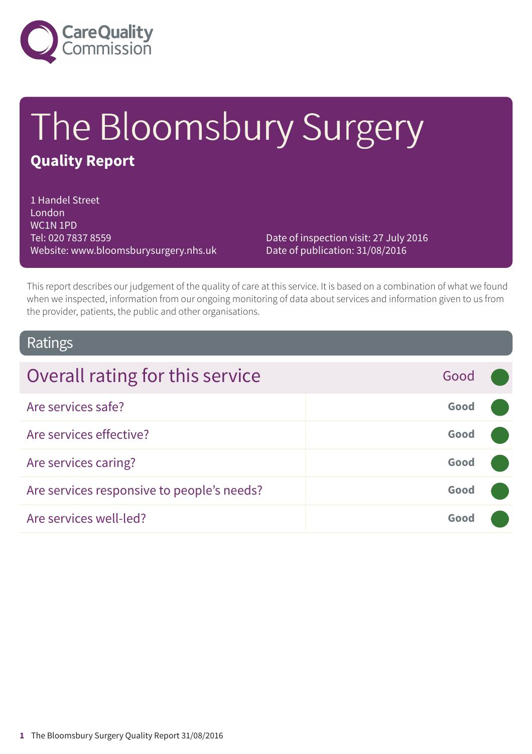Care Quality Commission

# The Bloomsbury Surgery

## Quality Report

1 Handel Street
London
WC1N 1PD
Tel: 020 7837 8559
Website: www.bloomsburysurgery.nhs.uk

Date of inspection visit: 27 July 2016
Date of publication: 31/08/2016

This report describes our judgement of the quality of care at this service. It is based on a combination of what we found when we inspected, information from our ongoing monitoring of data about services and information given to us from the provider, patients, the public and other organisations.

## Ratings

| Overall rating for this service | Good |
|---|---|
| Are services safe? | Good |
| Are services effective? | Good |
| Are services caring? | Good |
| Are services responsive to people's needs? | Good |
| Are services well-led? | Good |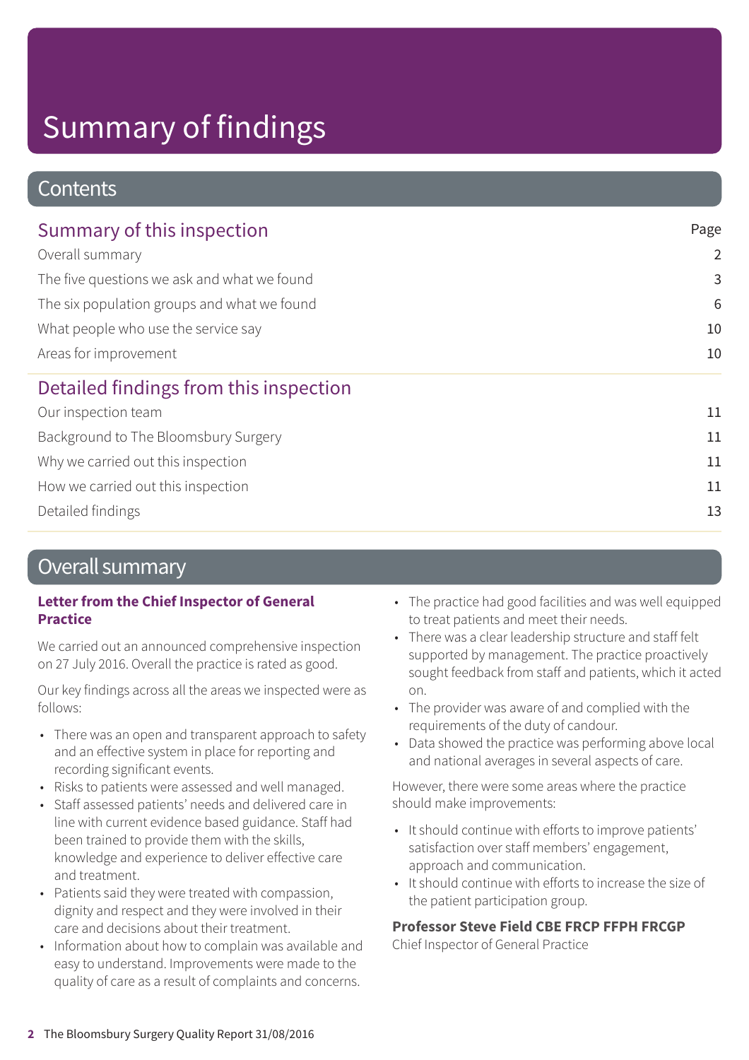# Summary of findings

## Contents

| Summary of this inspection | Page |
|---|---|
| Overall summary | 2 |
| The five questions we ask and what we found | 3 |
| The six population groups and what we found | 6 |
| What people who use the service say | 10 |
| Areas for improvement | 10 |
| **Detailed findings from this inspection** | |
| Our inspection team | 11 |
| Background to The Bloomsbury Surgery | 11 |
| Why we carried out this inspection | 11 |
| How we carried out this inspection | 11 |
| Detailed findings | 13 |

## Overall summary

**Letter from the Chief Inspector of General Practice**

We carried out an announced comprehensive inspection on 27 July 2016. Overall the practice is rated as good.

Our key findings across all the areas we inspected were as follows:

- There was an open and transparent approach to safety and an effective system in place for reporting and recording significant events.
- Risks to patients were assessed and well managed.
- Staff assessed patients' needs and delivered care in line with current evidence based guidance. Staff had been trained to provide them with the skills, knowledge and experience to deliver effective care and treatment.
- Patients said they were treated with compassion, dignity and respect and they were involved in their care and decisions about their treatment.
- Information about how to complain was available and easy to understand. Improvements were made to the quality of care as a result of complaints and concerns.
- The practice had good facilities and was well equipped to treat patients and meet their needs.
- There was a clear leadership structure and staff felt supported by management. The practice proactively sought feedback from staff and patients, which it acted on.
- The provider was aware of and complied with the requirements of the duty of candour.
- Data showed the practice was performing above local and national averages in several aspects of care.

However, there were some areas where the practice should make improvements:

- It should continue with efforts to improve patients' satisfaction over staff members' engagement, approach and communication.
- It should continue with efforts to increase the size of the patient participation group.

**Professor Steve Field CBE FRCP FFPH FRCGP**
Chief Inspector of General Practice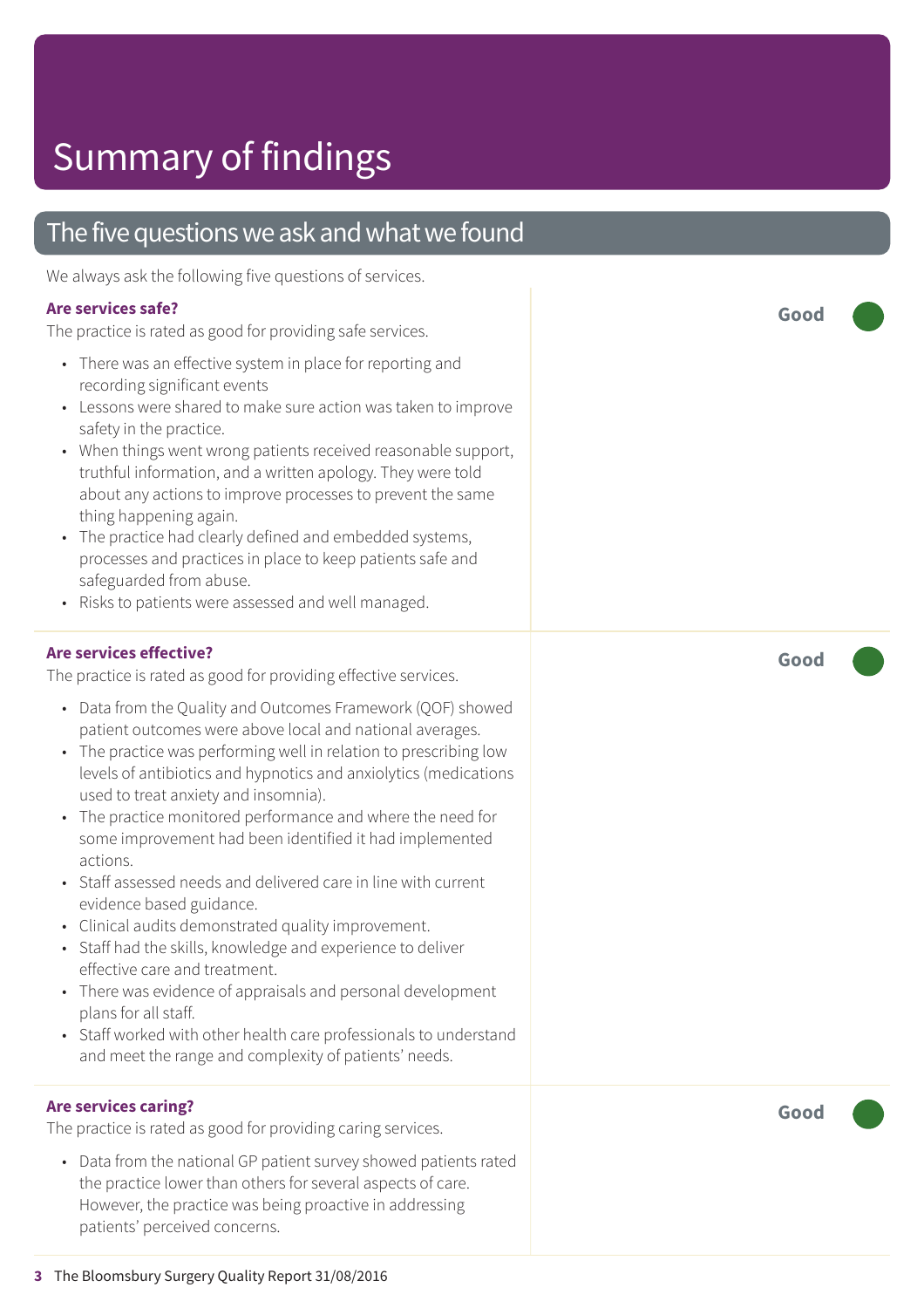# Summary of findings

## The five questions we ask and what we found

We always ask the following five questions of services.

### Are services safe?

**Good**

The practice is rated as good for providing safe services.

- There was an effective system in place for reporting and recording significant events
- Lessons were shared to make sure action was taken to improve safety in the practice.
- When things went wrong patients received reasonable support, truthful information, and a written apology. They were told about any actions to improve processes to prevent the same thing happening again.
- The practice had clearly defined and embedded systems, processes and practices in place to keep patients safe and safeguarded from abuse.
- Risks to patients were assessed and well managed.

### Are services effective?

**Good**

The practice is rated as good for providing effective services.

- Data from the Quality and Outcomes Framework (QOF) showed patient outcomes were above local and national averages.
- The practice was performing well in relation to prescribing low levels of antibiotics and hypnotics and anxiolytics (medications used to treat anxiety and insomnia).
- The practice monitored performance and where the need for some improvement had been identified it had implemented actions.
- Staff assessed needs and delivered care in line with current evidence based guidance.
- Clinical audits demonstrated quality improvement.
- Staff had the skills, knowledge and experience to deliver effective care and treatment.
- There was evidence of appraisals and personal development plans for all staff.
- Staff worked with other health care professionals to understand and meet the range and complexity of patients' needs.

### Are services caring?

**Good**

The practice is rated as good for providing caring services.

- Data from the national GP patient survey showed patients rated the practice lower than others for several aspects of care. However, the practice was being proactive in addressing patients' perceived concerns.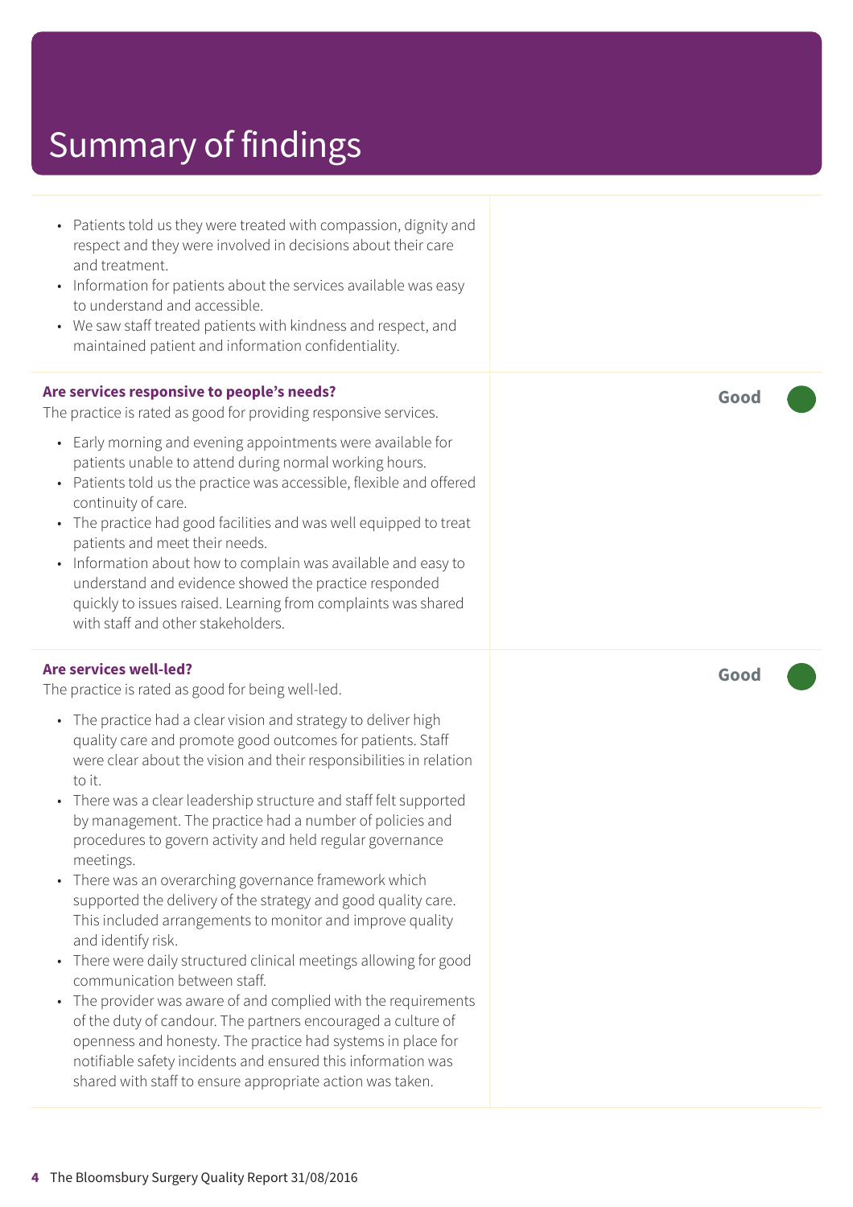# Summary of findings

- Patients told us they were treated with compassion, dignity and respect and they were involved in decisions about their care and treatment.
- Information for patients about the services available was easy to understand and accessible.
- We saw staff treated patients with kindness and respect, and maintained patient and information confidentiality.

**Are services responsive to people's needs?**

**Good**

The practice is rated as good for providing responsive services.

- Early morning and evening appointments were available for patients unable to attend during normal working hours.
- Patients told us the practice was accessible, flexible and offered continuity of care.
- The practice had good facilities and was well equipped to treat patients and meet their needs.
- Information about how to complain was available and easy to understand and evidence showed the practice responded quickly to issues raised. Learning from complaints was shared with staff and other stakeholders.

**Are services well-led?**

**Good**

The practice is rated as good for being well-led.

- The practice had a clear vision and strategy to deliver high quality care and promote good outcomes for patients. Staff were clear about the vision and their responsibilities in relation to it.
- There was a clear leadership structure and staff felt supported by management. The practice had a number of policies and procedures to govern activity and held regular governance meetings.
- There was an overarching governance framework which supported the delivery of the strategy and good quality care. This included arrangements to monitor and improve quality and identify risk.
- There were daily structured clinical meetings allowing for good communication between staff.
- The provider was aware of and complied with the requirements of the duty of candour. The partners encouraged a culture of openness and honesty. The practice had systems in place for notifiable safety incidents and ensured this information was shared with staff to ensure appropriate action was taken.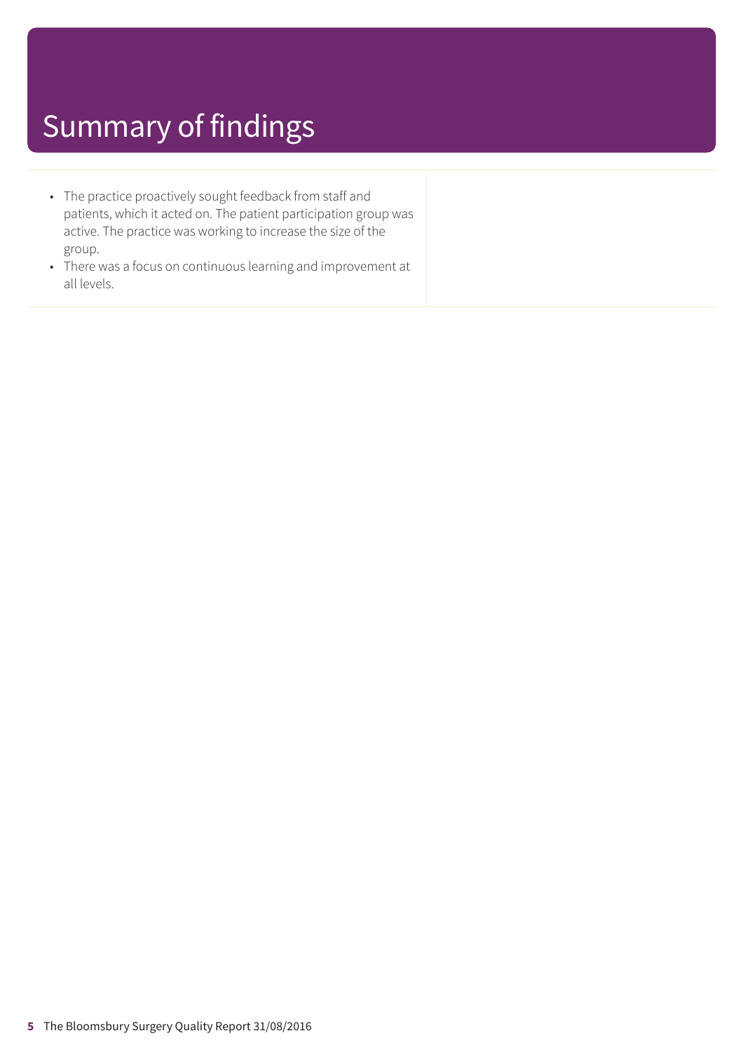# Summary of findings

- The practice proactively sought feedback from staff and patients, which it acted on. The patient participation group was active. The practice was working to increase the size of the group.
- There was a focus on continuous learning and improvement at all levels.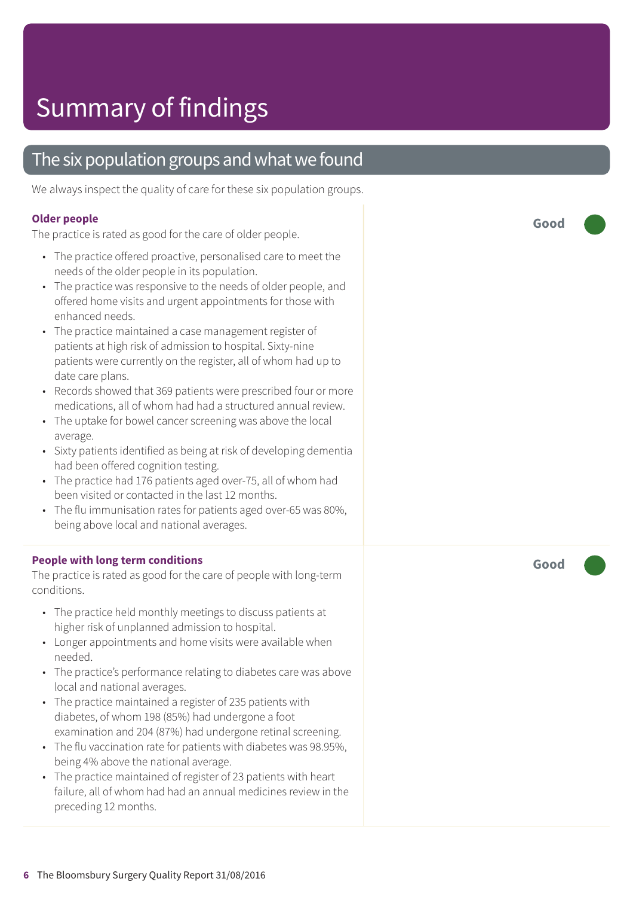# Summary of findings

## The six population groups and what we found

We always inspect the quality of care for these six population groups.

### Older people

**Good**

The practice is rated as good for the care of older people.

- The practice offered proactive, personalised care to meet the needs of the older people in its population.
- The practice was responsive to the needs of older people, and offered home visits and urgent appointments for those with enhanced needs.
- The practice maintained a case management register of patients at high risk of admission to hospital. Sixty-nine patients were currently on the register, all of whom had up to date care plans.
- Records showed that 369 patients were prescribed four or more medications, all of whom had had a structured annual review.
- The uptake for bowel cancer screening was above the local average.
- Sixty patients identified as being at risk of developing dementia had been offered cognition testing.
- The practice had 176 patients aged over-75, all of whom had been visited or contacted in the last 12 months.
- The flu immunisation rates for patients aged over-65 was 80%, being above local and national averages.

### People with long term conditions

**Good**

The practice is rated as good for the care of people with long-term conditions.

- The practice held monthly meetings to discuss patients at higher risk of unplanned admission to hospital.
- Longer appointments and home visits were available when needed.
- The practice's performance relating to diabetes care was above local and national averages.
- The practice maintained a register of 235 patients with diabetes, of whom 198 (85%) had undergone a foot examination and 204 (87%) had undergone retinal screening.
- The flu vaccination rate for patients with diabetes was 98.95%, being 4% above the national average.
- The practice maintained of register of 23 patients with heart failure, all of whom had had an annual medicines review in the preceding 12 months.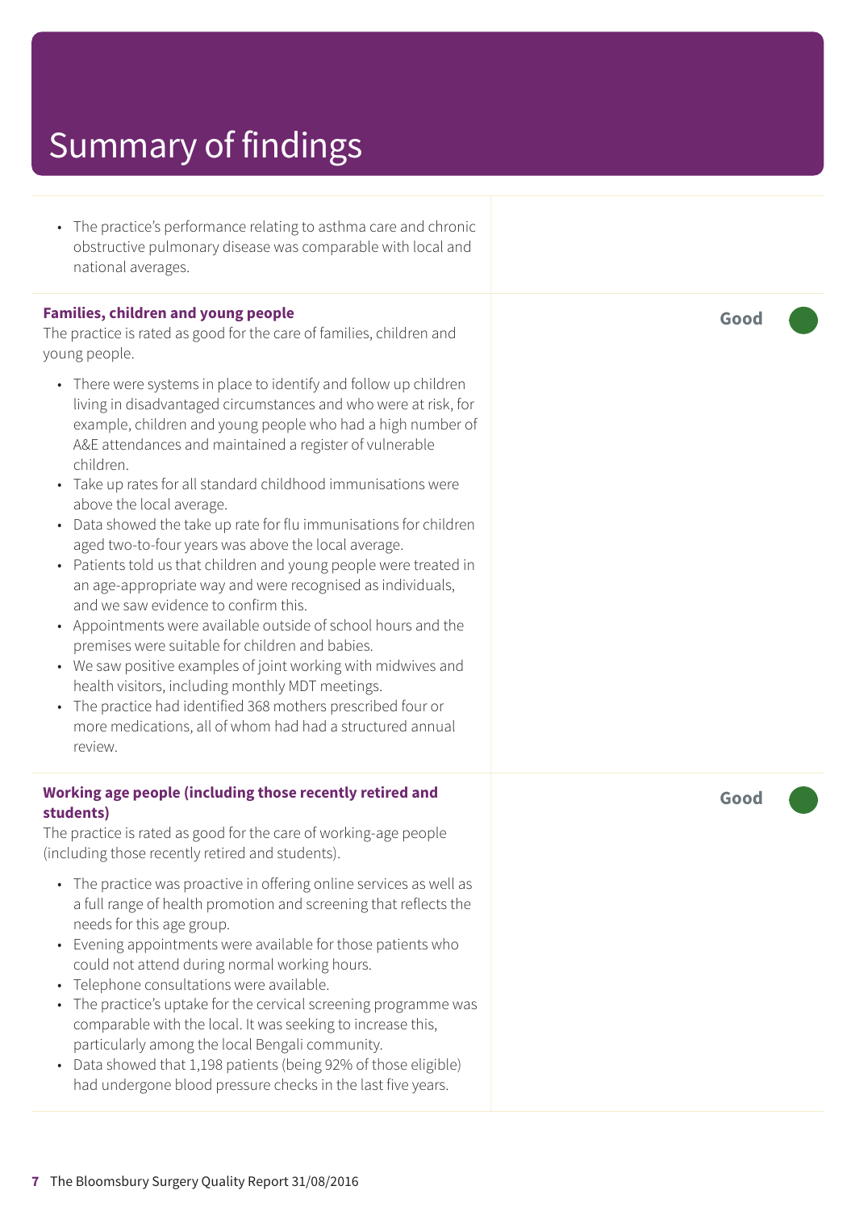# Summary of findings

- The practice's performance relating to asthma care and chronic obstructive pulmonary disease was comparable with local and national averages.

**Families, children and young people** — **Good**

The practice is rated as good for the care of families, children and young people.

- There were systems in place to identify and follow up children living in disadvantaged circumstances and who were at risk, for example, children and young people who had a high number of A&E attendances and maintained a register of vulnerable children.
- Take up rates for all standard childhood immunisations were above the local average.
- Data showed the take up rate for flu immunisations for children aged two-to-four years was above the local average.
- Patients told us that children and young people were treated in an age-appropriate way and were recognised as individuals, and we saw evidence to confirm this.
- Appointments were available outside of school hours and the premises were suitable for children and babies.
- We saw positive examples of joint working with midwives and health visitors, including monthly MDT meetings.
- The practice had identified 368 mothers prescribed four or more medications, all of whom had had a structured annual review.

**Working age people (including those recently retired and students)** — **Good**

The practice is rated as good for the care of working-age people (including those recently retired and students).

- The practice was proactive in offering online services as well as a full range of health promotion and screening that reflects the needs for this age group.
- Evening appointments were available for those patients who could not attend during normal working hours.
- Telephone consultations were available.
- The practice's uptake for the cervical screening programme was comparable with the local. It was seeking to increase this, particularly among the local Bengali community.
- Data showed that 1,198 patients (being 92% of those eligible) had undergone blood pressure checks in the last five years.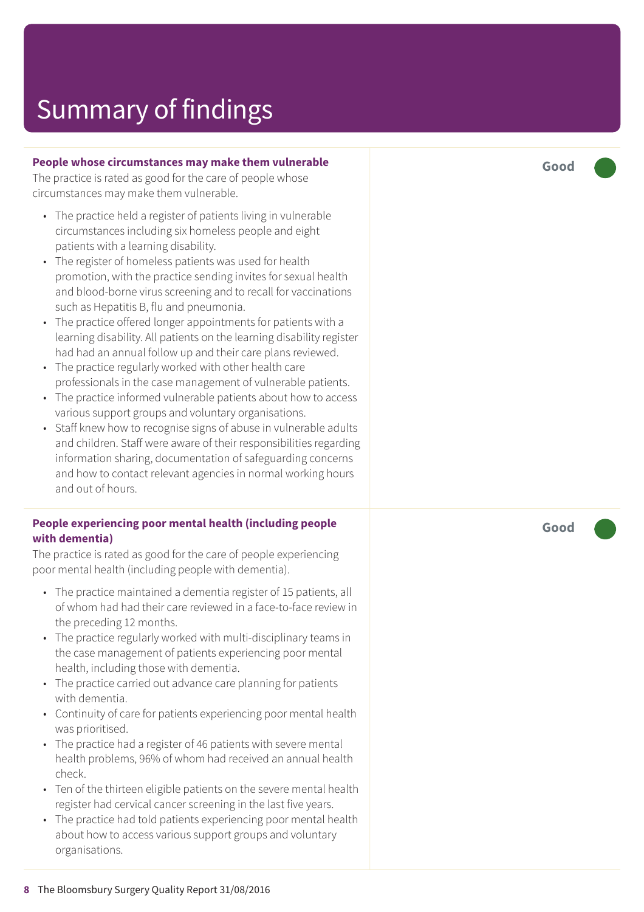# Summary of findings

### People whose circumstances may make them vulnerable

**Good**

The practice is rated as good for the care of people whose circumstances may make them vulnerable.

- The practice held a register of patients living in vulnerable circumstances including six homeless people and eight patients with a learning disability.
- The register of homeless patients was used for health promotion, with the practice sending invites for sexual health and blood-borne virus screening and to recall for vaccinations such as Hepatitis B, flu and pneumonia.
- The practice offered longer appointments for patients with a learning disability. All patients on the learning disability register had had an annual follow up and their care plans reviewed.
- The practice regularly worked with other health care professionals in the case management of vulnerable patients.
- The practice informed vulnerable patients about how to access various support groups and voluntary organisations.
- Staff knew how to recognise signs of abuse in vulnerable adults and children. Staff were aware of their responsibilities regarding information sharing, documentation of safeguarding concerns and how to contact relevant agencies in normal working hours and out of hours.

### People experiencing poor mental health (including people with dementia)

**Good**

The practice is rated as good for the care of people experiencing poor mental health (including people with dementia).

- The practice maintained a dementia register of 15 patients, all of whom had had their care reviewed in a face-to-face review in the preceding 12 months.
- The practice regularly worked with multi-disciplinary teams in the case management of patients experiencing poor mental health, including those with dementia.
- The practice carried out advance care planning for patients with dementia.
- Continuity of care for patients experiencing poor mental health was prioritised.
- The practice had a register of 46 patients with severe mental health problems, 96% of whom had received an annual health check.
- Ten of the thirteen eligible patients on the severe mental health register had cervical cancer screening in the last five years.
- The practice had told patients experiencing poor mental health about how to access various support groups and voluntary organisations.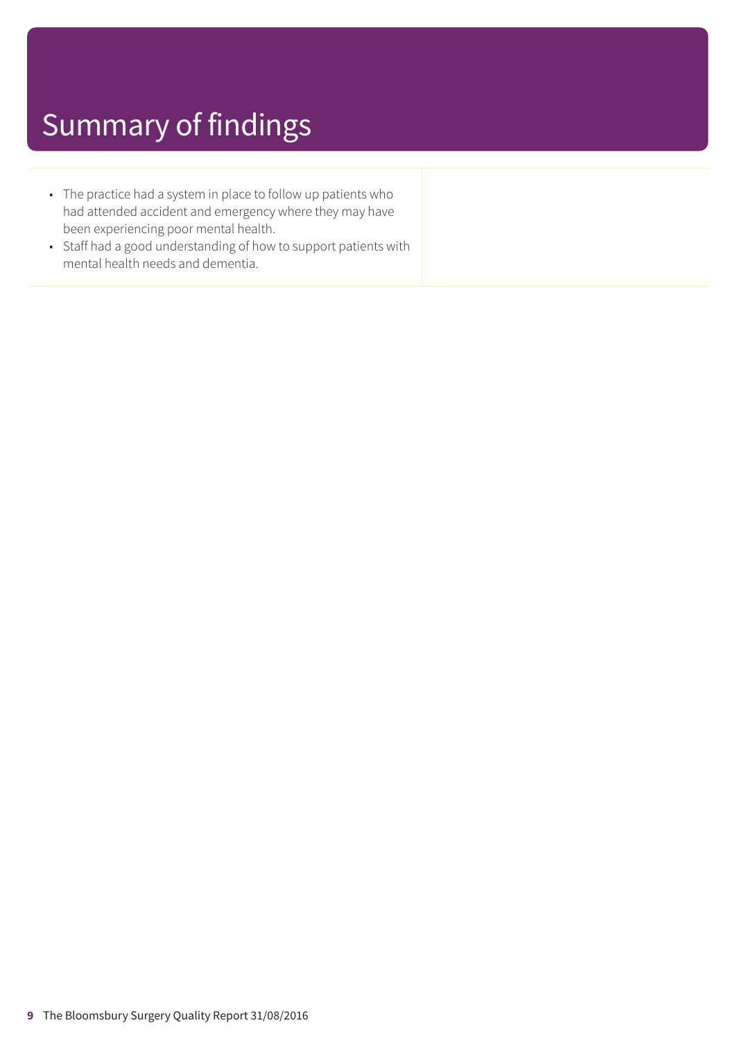# Summary of findings

- The practice had a system in place to follow up patients who had attended accident and emergency where they may have been experiencing poor mental health.
- Staff had a good understanding of how to support patients with mental health needs and dementia.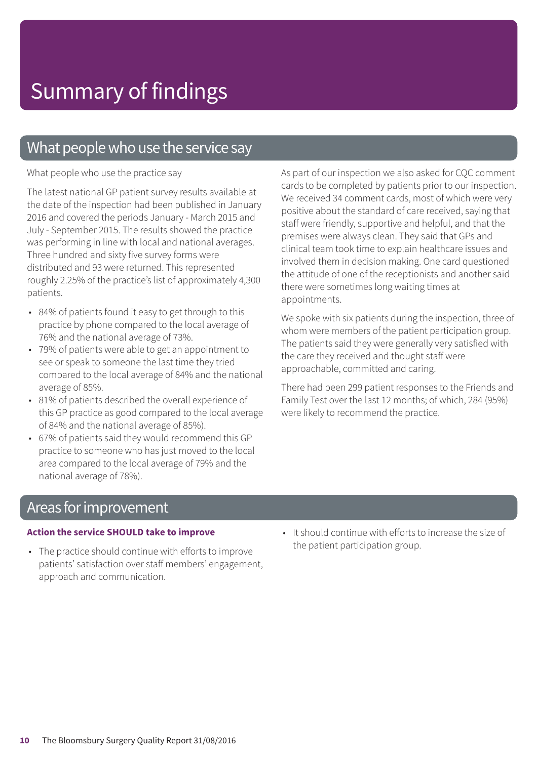# Summary of findings

## What people who use the service say

What people who use the practice say

The latest national GP patient survey results available at the date of the inspection had been published in January 2016 and covered the periods January - March 2015 and July - September 2015. The results showed the practice was performing in line with local and national averages. Three hundred and sixty five survey forms were distributed and 93 were returned. This represented roughly 2.25% of the practice's list of approximately 4,300 patients.

- 84% of patients found it easy to get through to this practice by phone compared to the local average of 76% and the national average of 73%.
- 79% of patients were able to get an appointment to see or speak to someone the last time they tried compared to the local average of 84% and the national average of 85%.
- 81% of patients described the overall experience of this GP practice as good compared to the local average of 84% and the national average of 85%).
- 67% of patients said they would recommend this GP practice to someone who has just moved to the local area compared to the local average of 79% and the national average of 78%).

As part of our inspection we also asked for CQC comment cards to be completed by patients prior to our inspection. We received 34 comment cards, most of which were very positive about the standard of care received, saying that staff were friendly, supportive and helpful, and that the premises were always clean. They said that GPs and clinical team took time to explain healthcare issues and involved them in decision making. One card questioned the attitude of one of the receptionists and another said there were sometimes long waiting times at appointments.

We spoke with six patients during the inspection, three of whom were members of the patient participation group. The patients said they were generally very satisfied with the care they received and thought staff were approachable, committed and caring.

There had been 299 patient responses to the Friends and Family Test over the last 12 months; of which, 284 (95%) were likely to recommend the practice.

## Areas for improvement

**Action the service SHOULD take to improve**

- The practice should continue with efforts to improve patients' satisfaction over staff members' engagement, approach and communication.
- It should continue with efforts to increase the size of the patient participation group.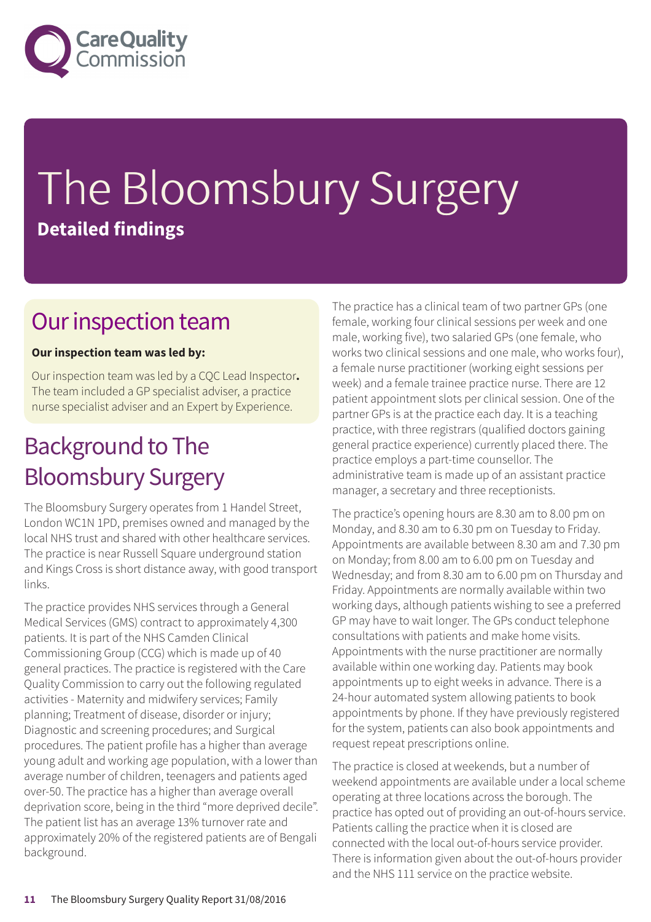# The Bloomsbury Surgery

**Detailed findings**

## Our inspection team

**Our inspection team was led by:**

Our inspection team was led by a CQC Lead Inspector**.** The team included a GP specialist adviser, a practice nurse specialist adviser and an Expert by Experience.

## Background to The Bloomsbury Surgery

The Bloomsbury Surgery operates from 1 Handel Street, London WC1N 1PD, premises owned and managed by the local NHS trust and shared with other healthcare services. The practice is near Russell Square underground station and Kings Cross is short distance away, with good transport links.

The practice provides NHS services through a General Medical Services (GMS) contract to approximately 4,300 patients. It is part of the NHS Camden Clinical Commissioning Group (CCG) which is made up of 40 general practices. The practice is registered with the Care Quality Commission to carry out the following regulated activities - Maternity and midwifery services; Family planning; Treatment of disease, disorder or injury; Diagnostic and screening procedures; and Surgical procedures. The patient profile has a higher than average young adult and working age population, with a lower than average number of children, teenagers and patients aged over-50. The practice has a higher than average overall deprivation score, being in the third "more deprived decile". The patient list has an average 13% turnover rate and approximately 20% of the registered patients are of Bengali background.

The practice has a clinical team of two partner GPs (one female, working four clinical sessions per week and one male, working five), two salaried GPs (one female, who works two clinical sessions and one male, who works four), a female nurse practitioner (working eight sessions per week) and a female trainee practice nurse. There are 12 patient appointment slots per clinical session. One of the partner GPs is at the practice each day. It is a teaching practice, with three registrars (qualified doctors gaining general practice experience) currently placed there. The practice employs a part-time counsellor. The administrative team is made up of an assistant practice manager, a secretary and three receptionists.

The practice's opening hours are 8.30 am to 8.00 pm on Monday, and 8.30 am to 6.30 pm on Tuesday to Friday. Appointments are available between 8.30 am and 7.30 pm on Monday; from 8.00 am to 6.00 pm on Tuesday and Wednesday; and from 8.30 am to 6.00 pm on Thursday and Friday. Appointments are normally available within two working days, although patients wishing to see a preferred GP may have to wait longer. The GPs conduct telephone consultations with patients and make home visits. Appointments with the nurse practitioner are normally available within one working day. Patients may book appointments up to eight weeks in advance. There is a 24-hour automated system allowing patients to book appointments by phone. If they have previously registered for the system, patients can also book appointments and request repeat prescriptions online.

The practice is closed at weekends, but a number of weekend appointments are available under a local scheme operating at three locations across the borough. The practice has opted out of providing an out-of-hours service. Patients calling the practice when it is closed are connected with the local out-of-hours service provider. There is information given about the out-of-hours provider and the NHS 111 service on the practice website.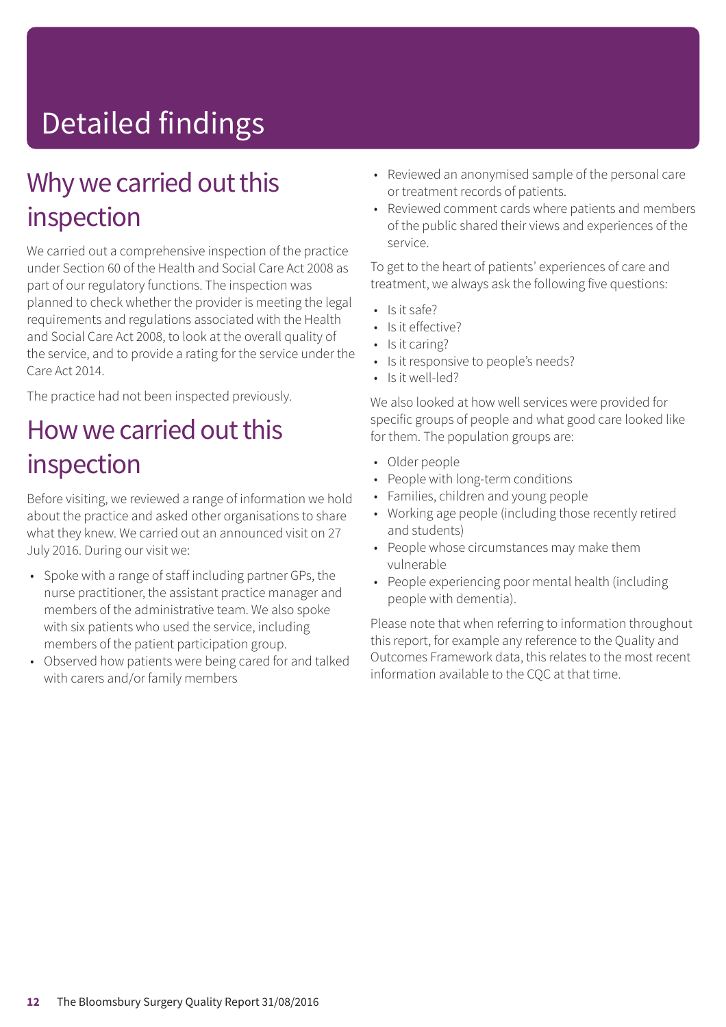# Detailed findings

## Why we carried out this inspection

We carried out a comprehensive inspection of the practice under Section 60 of the Health and Social Care Act 2008 as part of our regulatory functions. The inspection was planned to check whether the provider is meeting the legal requirements and regulations associated with the Health and Social Care Act 2008, to look at the overall quality of the service, and to provide a rating for the service under the Care Act 2014.

The practice had not been inspected previously.

## How we carried out this inspection

Before visiting, we reviewed a range of information we hold about the practice and asked other organisations to share what they knew. We carried out an announced visit on 27 July 2016. During our visit we:

- Spoke with a range of staff including partner GPs, the nurse practitioner, the assistant practice manager and members of the administrative team. We also spoke with six patients who used the service, including members of the patient participation group.
- Observed how patients were being cared for and talked with carers and/or family members
- Reviewed an anonymised sample of the personal care or treatment records of patients.
- Reviewed comment cards where patients and members of the public shared their views and experiences of the service.

To get to the heart of patients' experiences of care and treatment, we always ask the following five questions:

- Is it safe?
- Is it effective?
- Is it caring?
- Is it responsive to people's needs?
- Is it well-led?

We also looked at how well services were provided for specific groups of people and what good care looked like for them. The population groups are:

- Older people
- People with long-term conditions
- Families, children and young people
- Working age people (including those recently retired and students)
- People whose circumstances may make them vulnerable
- People experiencing poor mental health (including people with dementia).

Please note that when referring to information throughout this report, for example any reference to the Quality and Outcomes Framework data, this relates to the most recent information available to the CQC at that time.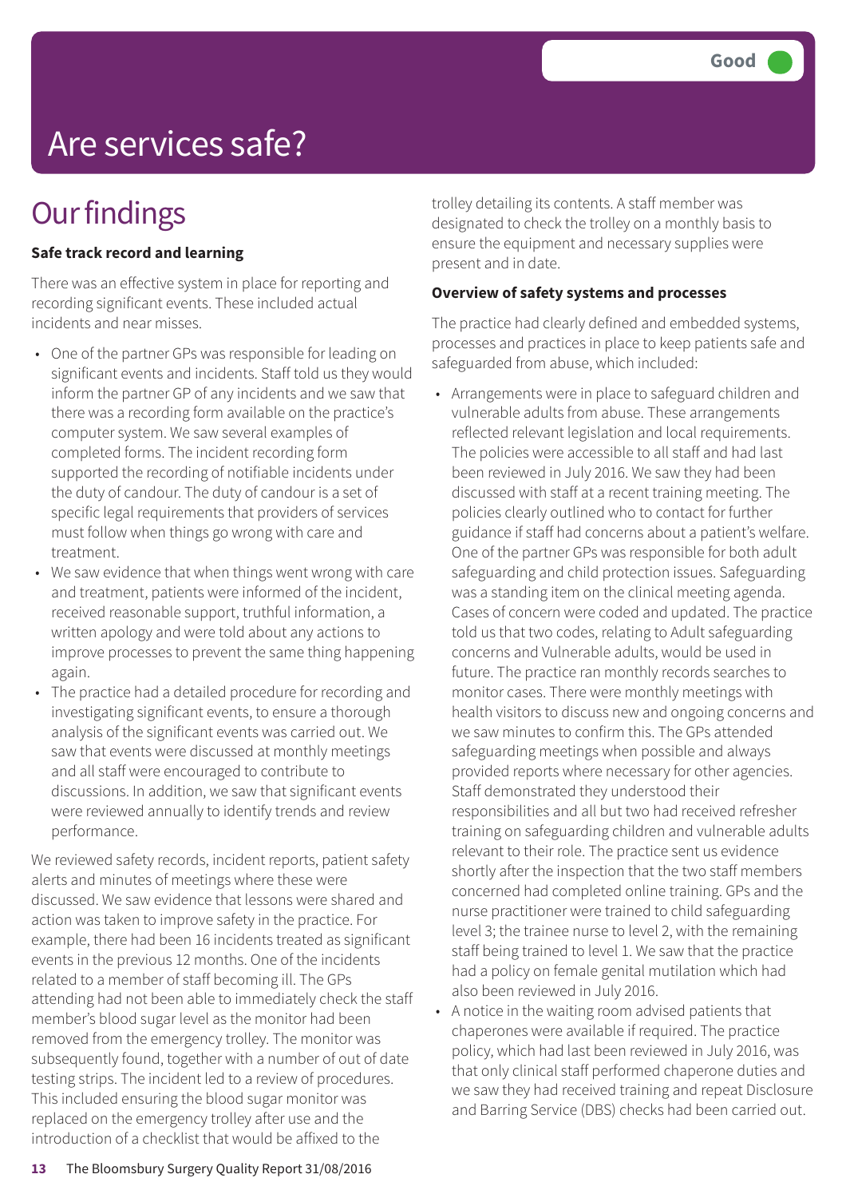Good

# Are services safe?

## Our findings

**Safe track record and learning**

There was an effective system in place for reporting and recording significant events. These included actual incidents and near misses.

- One of the partner GPs was responsible for leading on significant events and incidents. Staff told us they would inform the partner GP of any incidents and we saw that there was a recording form available on the practice's computer system. We saw several examples of completed forms. The incident recording form supported the recording of notifiable incidents under the duty of candour. The duty of candour is a set of specific legal requirements that providers of services must follow when things go wrong with care and treatment.
- We saw evidence that when things went wrong with care and treatment, patients were informed of the incident, received reasonable support, truthful information, a written apology and were told about any actions to improve processes to prevent the same thing happening again.
- The practice had a detailed procedure for recording and investigating significant events, to ensure a thorough analysis of the significant events was carried out. We saw that events were discussed at monthly meetings and all staff were encouraged to contribute to discussions. In addition, we saw that significant events were reviewed annually to identify trends and review performance.

We reviewed safety records, incident reports, patient safety alerts and minutes of meetings where these were discussed. We saw evidence that lessons were shared and action was taken to improve safety in the practice. For example, there had been 16 incidents treated as significant events in the previous 12 months. One of the incidents related to a member of staff becoming ill. The GPs attending had not been able to immediately check the staff member's blood sugar level as the monitor had been removed from the emergency trolley. The monitor was subsequently found, together with a number of out of date testing strips. The incident led to a review of procedures. This included ensuring the blood sugar monitor was replaced on the emergency trolley after use and the introduction of a checklist that would be affixed to the trolley detailing its contents. A staff member was designated to check the trolley on a monthly basis to ensure the equipment and necessary supplies were present and in date.

**Overview of safety systems and processes**

The practice had clearly defined and embedded systems, processes and practices in place to keep patients safe and safeguarded from abuse, which included:

- Arrangements were in place to safeguard children and vulnerable adults from abuse. These arrangements reflected relevant legislation and local requirements. The policies were accessible to all staff and had last been reviewed in July 2016. We saw they had been discussed with staff at a recent training meeting. The policies clearly outlined who to contact for further guidance if staff had concerns about a patient's welfare. One of the partner GPs was responsible for both adult safeguarding and child protection issues. Safeguarding was a standing item on the clinical meeting agenda. Cases of concern were coded and updated. The practice told us that two codes, relating to Adult safeguarding concerns and Vulnerable adults, would be used in future. The practice ran monthly records searches to monitor cases. There were monthly meetings with health visitors to discuss new and ongoing concerns and we saw minutes to confirm this. The GPs attended safeguarding meetings when possible and always provided reports where necessary for other agencies. Staff demonstrated they understood their responsibilities and all but two had received refresher training on safeguarding children and vulnerable adults relevant to their role. The practice sent us evidence shortly after the inspection that the two staff members concerned had completed online training. GPs and the nurse practitioner were trained to child safeguarding level 3; the trainee nurse to level 2, with the remaining staff being trained to level 1. We saw that the practice had a policy on female genital mutilation which had also been reviewed in July 2016.
- A notice in the waiting room advised patients that chaperones were available if required. The practice policy, which had last been reviewed in July 2016, was that only clinical staff performed chaperone duties and we saw they had received training and repeat Disclosure and Barring Service (DBS) checks had been carried out.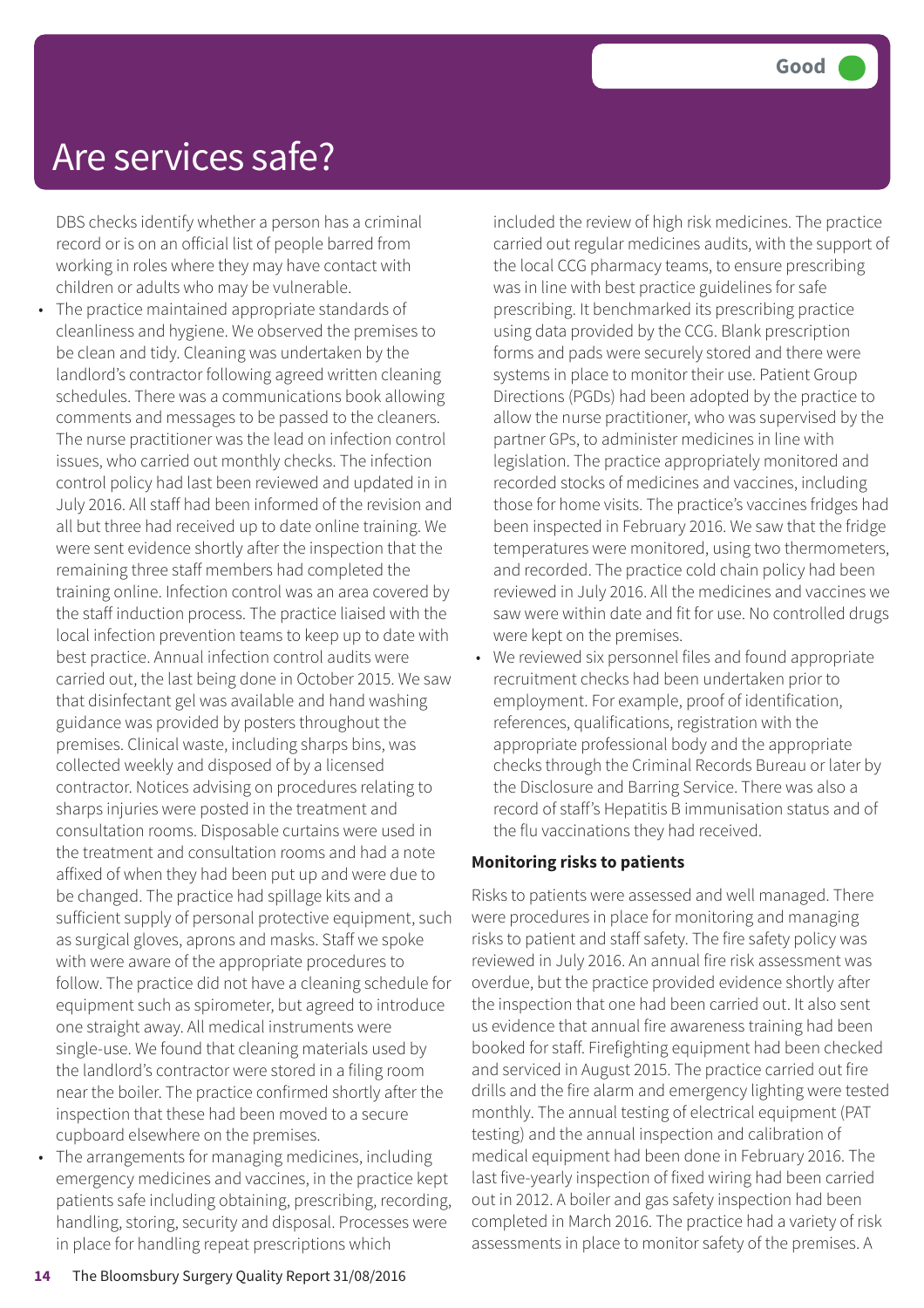# Are services safe?

Good

DBS checks identify whether a person has a criminal record or is on an official list of people barred from working in roles where they may have contact with children or adults who may be vulnerable.

- The practice maintained appropriate standards of cleanliness and hygiene. We observed the premises to be clean and tidy. Cleaning was undertaken by the landlord's contractor following agreed written cleaning schedules. There was a communications book allowing comments and messages to be passed to the cleaners. The nurse practitioner was the lead on infection control issues, who carried out monthly checks. The infection control policy had last been reviewed and updated in in July 2016. All staff had been informed of the revision and all but three had received up to date online training. We were sent evidence shortly after the inspection that the remaining three staff members had completed the training online. Infection control was an area covered by the staff induction process. The practice liaised with the local infection prevention teams to keep up to date with best practice. Annual infection control audits were carried out, the last being done in October 2015. We saw that disinfectant gel was available and hand washing guidance was provided by posters throughout the premises. Clinical waste, including sharps bins, was collected weekly and disposed of by a licensed contractor. Notices advising on procedures relating to sharps injuries were posted in the treatment and consultation rooms. Disposable curtains were used in the treatment and consultation rooms and had a note affixed of when they had been put up and were due to be changed. The practice had spillage kits and a sufficient supply of personal protective equipment, such as surgical gloves, aprons and masks. Staff we spoke with were aware of the appropriate procedures to follow. The practice did not have a cleaning schedule for equipment such as spirometer, but agreed to introduce one straight away. All medical instruments were single-use. We found that cleaning materials used by the landlord's contractor were stored in a filing room near the boiler. The practice confirmed shortly after the inspection that these had been moved to a secure cupboard elsewhere on the premises.
- The arrangements for managing medicines, including emergency medicines and vaccines, in the practice kept patients safe including obtaining, prescribing, recording, handling, storing, security and disposal. Processes were in place for handling repeat prescriptions which included the review of high risk medicines. The practice carried out regular medicines audits, with the support of the local CCG pharmacy teams, to ensure prescribing was in line with best practice guidelines for safe prescribing. It benchmarked its prescribing practice using data provided by the CCG. Blank prescription forms and pads were securely stored and there were systems in place to monitor their use. Patient Group Directions (PGDs) had been adopted by the practice to allow the nurse practitioner, who was supervised by the partner GPs, to administer medicines in line with legislation. The practice appropriately monitored and recorded stocks of medicines and vaccines, including those for home visits. The practice's vaccines fridges had been inspected in February 2016. We saw that the fridge temperatures were monitored, using two thermometers, and recorded. The practice cold chain policy had been reviewed in July 2016. All the medicines and vaccines we saw were within date and fit for use. No controlled drugs were kept on the premises.
- We reviewed six personnel files and found appropriate recruitment checks had been undertaken prior to employment. For example, proof of identification, references, qualifications, registration with the appropriate professional body and the appropriate checks through the Criminal Records Bureau or later by the Disclosure and Barring Service. There was also a record of staff's Hepatitis B immunisation status and of the flu vaccinations they had received.

**Monitoring risks to patients**

Risks to patients were assessed and well managed. There were procedures in place for monitoring and managing risks to patient and staff safety. The fire safety policy was reviewed in July 2016. An annual fire risk assessment was overdue, but the practice provided evidence shortly after the inspection that one had been carried out. It also sent us evidence that annual fire awareness training had been booked for staff. Firefighting equipment had been checked and serviced in August 2015. The practice carried out fire drills and the fire alarm and emergency lighting were tested monthly. The annual testing of electrical equipment (PAT testing) and the annual inspection and calibration of medical equipment had been done in February 2016. The last five-yearly inspection of fixed wiring had been carried out in 2012. A boiler and gas safety inspection had been completed in March 2016. The practice had a variety of risk assessments in place to monitor safety of the premises. A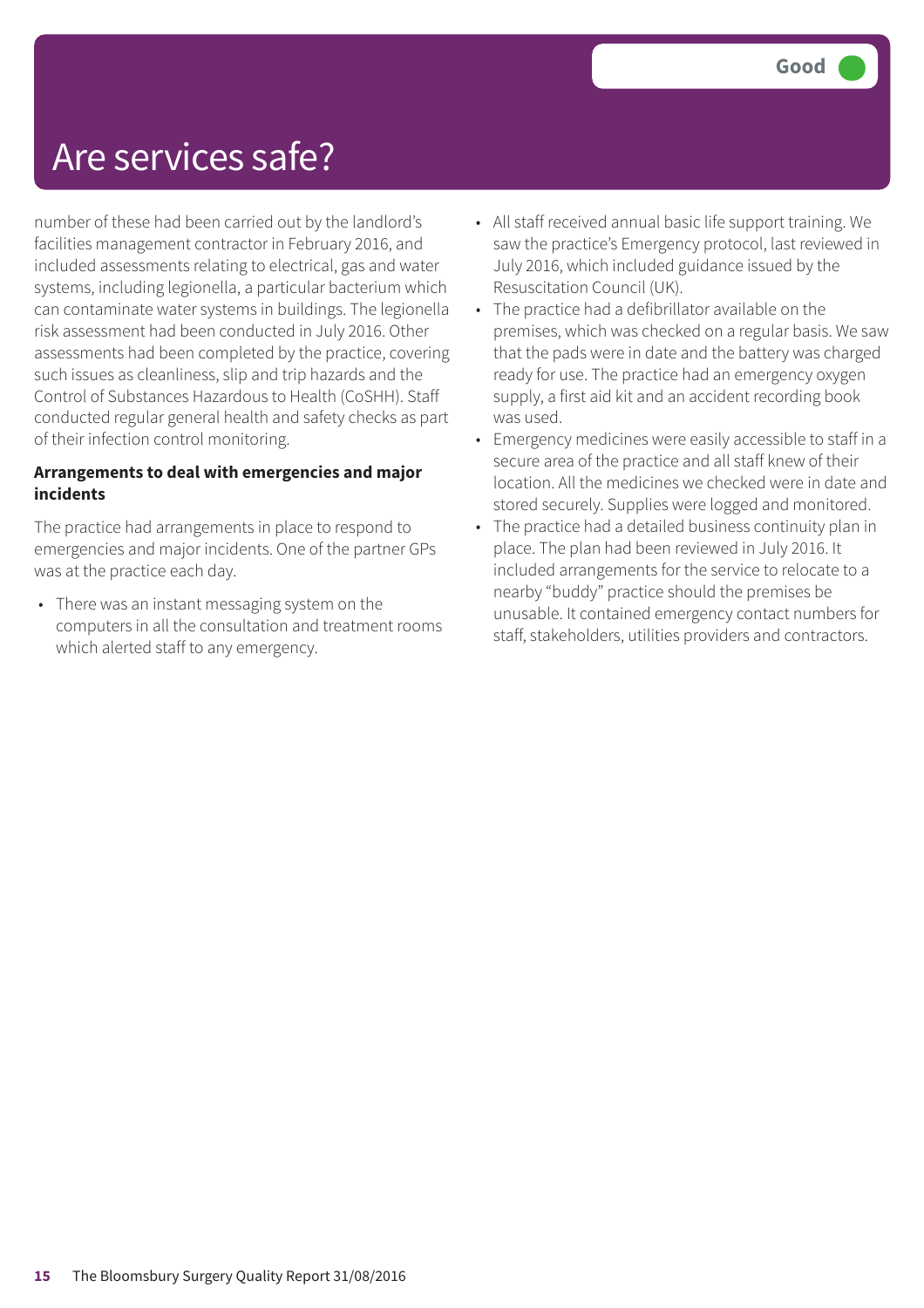# Are services safe?

Good

number of these had been carried out by the landlord's facilities management contractor in February 2016, and included assessments relating to electrical, gas and water systems, including legionella, a particular bacterium which can contaminate water systems in buildings. The legionella risk assessment had been conducted in July 2016. Other assessments had been completed by the practice, covering such issues as cleanliness, slip and trip hazards and the Control of Substances Hazardous to Health (CoSHH). Staff conducted regular general health and safety checks as part of their infection control monitoring.

**Arrangements to deal with emergencies and major incidents**

The practice had arrangements in place to respond to emergencies and major incidents. One of the partner GPs was at the practice each day.

- There was an instant messaging system on the computers in all the consultation and treatment rooms which alerted staff to any emergency.
- All staff received annual basic life support training. We saw the practice's Emergency protocol, last reviewed in July 2016, which included guidance issued by the Resuscitation Council (UK).
- The practice had a defibrillator available on the premises, which was checked on a regular basis. We saw that the pads were in date and the battery was charged ready for use. The practice had an emergency oxygen supply, a first aid kit and an accident recording book was used.
- Emergency medicines were easily accessible to staff in a secure area of the practice and all staff knew of their location. All the medicines we checked were in date and stored securely. Supplies were logged and monitored.
- The practice had a detailed business continuity plan in place. The plan had been reviewed in July 2016. It included arrangements for the service to relocate to a nearby "buddy" practice should the premises be unusable. It contained emergency contact numbers for staff, stakeholders, utilities providers and contractors.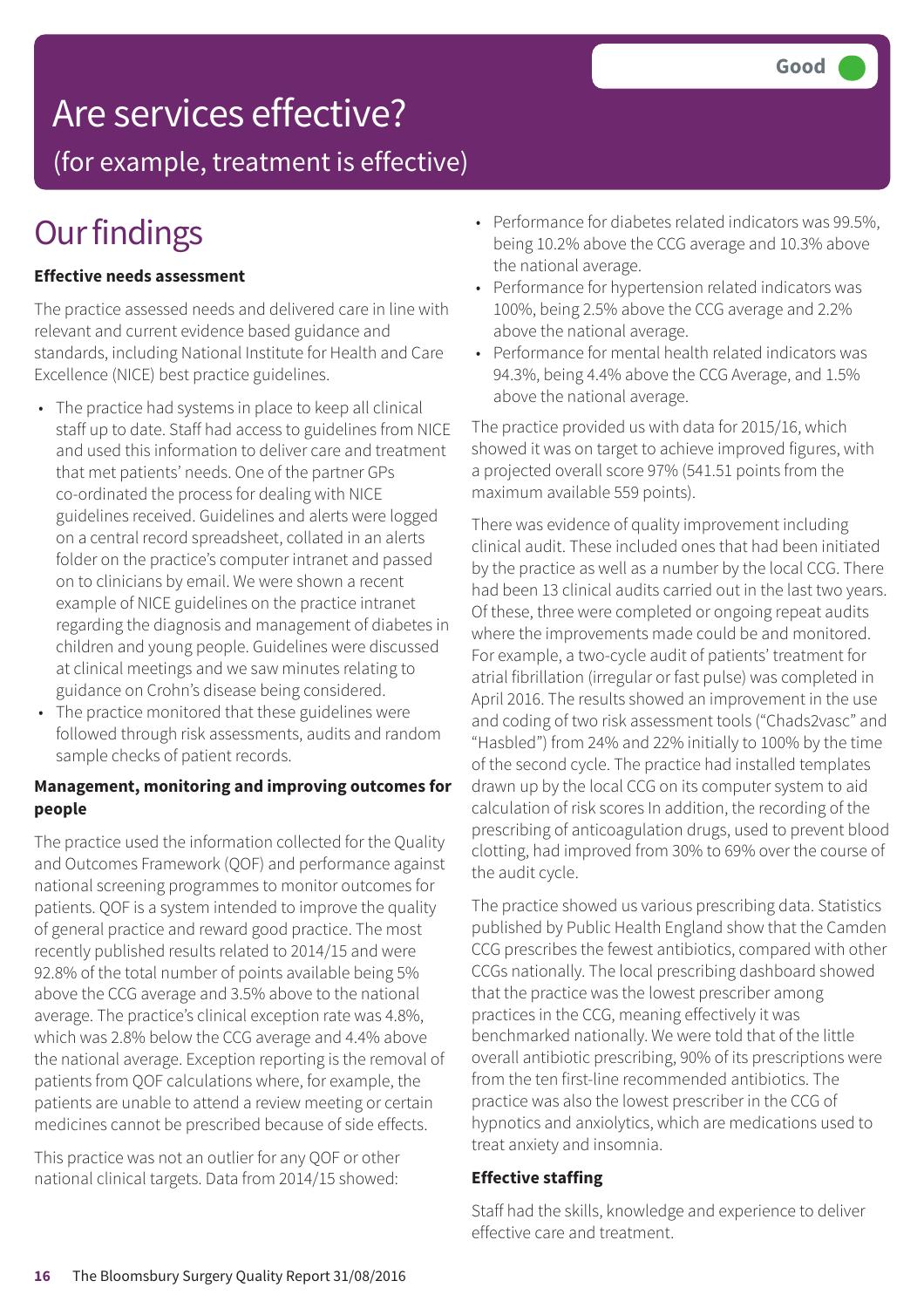# Are services effective?

(for example, treatment is effective)

**Good**

## Our findings

**Effective needs assessment**

The practice assessed needs and delivered care in line with relevant and current evidence based guidance and standards, including National Institute for Health and Care Excellence (NICE) best practice guidelines.

- The practice had systems in place to keep all clinical staff up to date. Staff had access to guidelines from NICE and used this information to deliver care and treatment that met patients' needs. One of the partner GPs co-ordinated the process for dealing with NICE guidelines received. Guidelines and alerts were logged on a central record spreadsheet, collated in an alerts folder on the practice's computer intranet and passed on to clinicians by email. We were shown a recent example of NICE guidelines on the practice intranet regarding the diagnosis and management of diabetes in children and young people. Guidelines were discussed at clinical meetings and we saw minutes relating to guidance on Crohn's disease being considered.
- The practice monitored that these guidelines were followed through risk assessments, audits and random sample checks of patient records.

**Management, monitoring and improving outcomes for people**

The practice used the information collected for the Quality and Outcomes Framework (QOF) and performance against national screening programmes to monitor outcomes for patients. QOF is a system intended to improve the quality of general practice and reward good practice. The most recently published results related to 2014/15 and were 92.8% of the total number of points available being 5% above the CCG average and 3.5% above to the national average. The practice's clinical exception rate was 4.8%, which was 2.8% below the CCG average and 4.4% above the national average. Exception reporting is the removal of patients from QOF calculations where, for example, the patients are unable to attend a review meeting or certain medicines cannot be prescribed because of side effects.

This practice was not an outlier for any QOF or other national clinical targets. Data from 2014/15 showed:

- Performance for diabetes related indicators was 99.5%, being 10.2% above the CCG average and 10.3% above the national average.
- Performance for hypertension related indicators was 100%, being 2.5% above the CCG average and 2.2% above the national average.
- Performance for mental health related indicators was 94.3%, being 4.4% above the CCG Average, and 1.5% above the national average.

The practice provided us with data for 2015/16, which showed it was on target to achieve improved figures, with a projected overall score 97% (541.51 points from the maximum available 559 points).

There was evidence of quality improvement including clinical audit. These included ones that had been initiated by the practice as well as a number by the local CCG. There had been 13 clinical audits carried out in the last two years. Of these, three were completed or ongoing repeat audits where the improvements made could be and monitored. For example, a two-cycle audit of patients' treatment for atrial fibrillation (irregular or fast pulse) was completed in April 2016. The results showed an improvement in the use and coding of two risk assessment tools ("Chads2vasc" and "Hasbled") from 24% and 22% initially to 100% by the time of the second cycle. The practice had installed templates drawn up by the local CCG on its computer system to aid calculation of risk scores In addition, the recording of the prescribing of anticoagulation drugs, used to prevent blood clotting, had improved from 30% to 69% over the course of the audit cycle.

The practice showed us various prescribing data. Statistics published by Public Health England show that the Camden CCG prescribes the fewest antibiotics, compared with other CCGs nationally. The local prescribing dashboard showed that the practice was the lowest prescriber among practices in the CCG, meaning effectively it was benchmarked nationally. We were told that of the little overall antibiotic prescribing, 90% of its prescriptions were from the ten first-line recommended antibiotics. The practice was also the lowest prescriber in the CCG of hypnotics and anxiolytics, which are medications used to treat anxiety and insomnia.

**Effective staffing**

Staff had the skills, knowledge and experience to deliver effective care and treatment.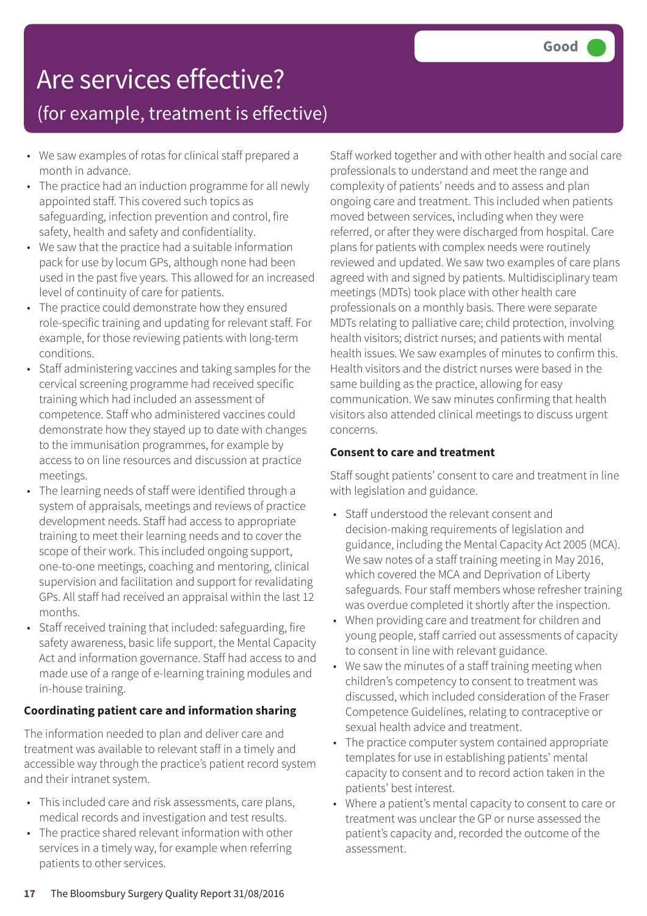# Are services effective?

## (for example, treatment is effective)

Good

- We saw examples of rotas for clinical staff prepared a month in advance.
- The practice had an induction programme for all newly appointed staff. This covered such topics as safeguarding, infection prevention and control, fire safety, health and safety and confidentiality.
- We saw that the practice had a suitable information pack for use by locum GPs, although none had been used in the past five years. This allowed for an increased level of continuity of care for patients.
- The practice could demonstrate how they ensured role-specific training and updating for relevant staff. For example, for those reviewing patients with long-term conditions.
- Staff administering vaccines and taking samples for the cervical screening programme had received specific training which had included an assessment of competence. Staff who administered vaccines could demonstrate how they stayed up to date with changes to the immunisation programmes, for example by access to on line resources and discussion at practice meetings.
- The learning needs of staff were identified through a system of appraisals, meetings and reviews of practice development needs. Staff had access to appropriate training to meet their learning needs and to cover the scope of their work. This included ongoing support, one-to-one meetings, coaching and mentoring, clinical supervision and facilitation and support for revalidating GPs. All staff had received an appraisal within the last 12 months.
- Staff received training that included: safeguarding, fire safety awareness, basic life support, the Mental Capacity Act and information governance. Staff had access to and made use of a range of e-learning training modules and in-house training.

**Coordinating patient care and information sharing**

The information needed to plan and deliver care and treatment was available to relevant staff in a timely and accessible way through the practice's patient record system and their intranet system.

- This included care and risk assessments, care plans, medical records and investigation and test results.
- The practice shared relevant information with other services in a timely way, for example when referring patients to other services.

Staff worked together and with other health and social care professionals to understand and meet the range and complexity of patients' needs and to assess and plan ongoing care and treatment. This included when patients moved between services, including when they were referred, or after they were discharged from hospital. Care plans for patients with complex needs were routinely reviewed and updated. We saw two examples of care plans agreed with and signed by patients. Multidisciplinary team meetings (MDTs) took place with other health care professionals on a monthly basis. There were separate MDTs relating to palliative care; child protection, involving health visitors; district nurses; and patients with mental health issues. We saw examples of minutes to confirm this. Health visitors and the district nurses were based in the same building as the practice, allowing for easy communication. We saw minutes confirming that health visitors also attended clinical meetings to discuss urgent concerns.

**Consent to care and treatment**

Staff sought patients' consent to care and treatment in line with legislation and guidance.

- Staff understood the relevant consent and decision-making requirements of legislation and guidance, including the Mental Capacity Act 2005 (MCA). We saw notes of a staff training meeting in May 2016, which covered the MCA and Deprivation of Liberty safeguards. Four staff members whose refresher training was overdue completed it shortly after the inspection.
- When providing care and treatment for children and young people, staff carried out assessments of capacity to consent in line with relevant guidance.
- We saw the minutes of a staff training meeting when children's competency to consent to treatment was discussed, which included consideration of the Fraser Competence Guidelines, relating to contraceptive or sexual health advice and treatment.
- The practice computer system contained appropriate templates for use in establishing patients' mental capacity to consent and to record action taken in the patients' best interest.
- Where a patient's mental capacity to consent to care or treatment was unclear the GP or nurse assessed the patient's capacity and, recorded the outcome of the assessment.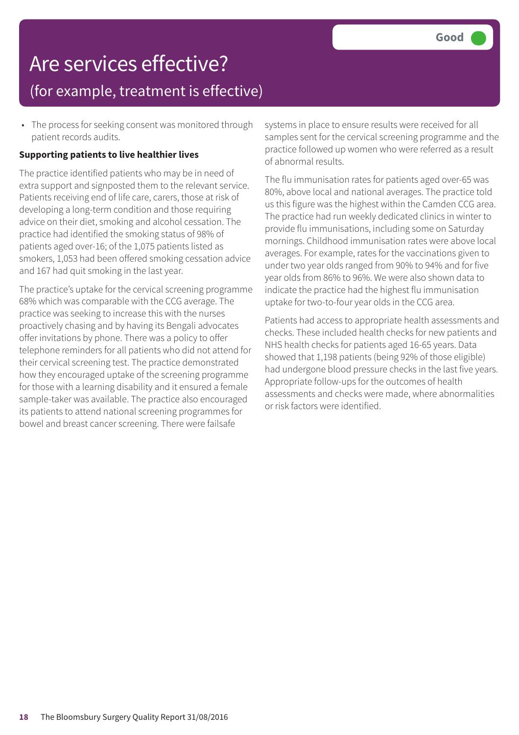# Are services effective?

## (for example, treatment is effective)

**Good**

- The process for seeking consent was monitored through patient records audits.

**Supporting patients to live healthier lives**

The practice identified patients who may be in need of extra support and signposted them to the relevant service. Patients receiving end of life care, carers, those at risk of developing a long-term condition and those requiring advice on their diet, smoking and alcohol cessation. The practice had identified the smoking status of 98% of patients aged over-16; of the 1,075 patients listed as smokers, 1,053 had been offered smoking cessation advice and 167 had quit smoking in the last year.

The practice's uptake for the cervical screening programme 68% which was comparable with the CCG average. The practice was seeking to increase this with the nurses proactively chasing and by having its Bengali advocates offer invitations by phone. There was a policy to offer telephone reminders for all patients who did not attend for their cervical screening test. The practice demonstrated how they encouraged uptake of the screening programme for those with a learning disability and it ensured a female sample-taker was available. The practice also encouraged its patients to attend national screening programmes for bowel and breast cancer screening. There were failsafe systems in place to ensure results were received for all samples sent for the cervical screening programme and the practice followed up women who were referred as a result of abnormal results.

The flu immunisation rates for patients aged over-65 was 80%, above local and national averages. The practice told us this figure was the highest within the Camden CCG area. The practice had run weekly dedicated clinics in winter to provide flu immunisations, including some on Saturday mornings. Childhood immunisation rates were above local averages. For example, rates for the vaccinations given to under two year olds ranged from 90% to 94% and for five year olds from 86% to 96%. We were also shown data to indicate the practice had the highest flu immunisation uptake for two-to-four year olds in the CCG area.

Patients had access to appropriate health assessments and checks. These included health checks for new patients and NHS health checks for patients aged 16-65 years. Data showed that 1,198 patients (being 92% of those eligible) had undergone blood pressure checks in the last five years. Appropriate follow-ups for the outcomes of health assessments and checks were made, where abnormalities or risk factors were identified.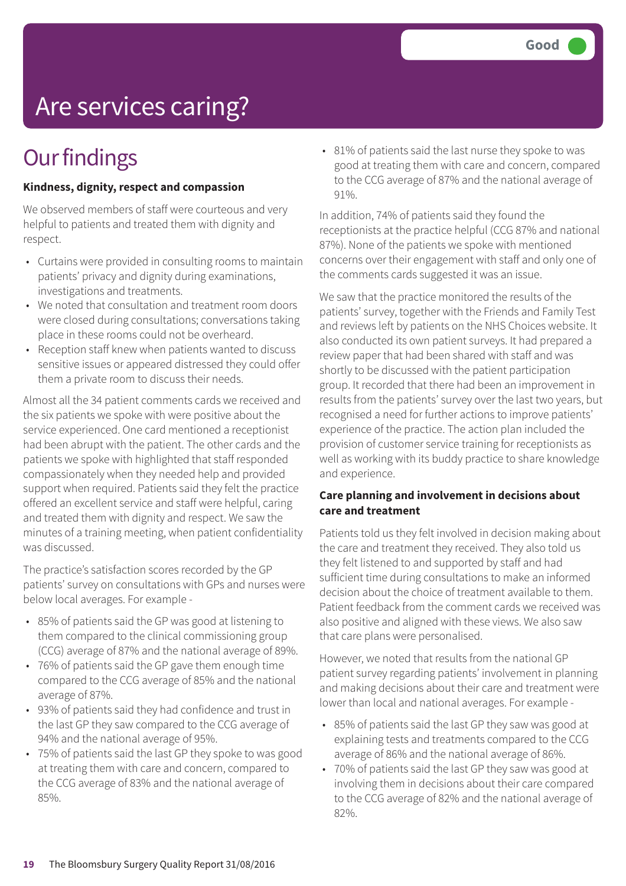Good

# Are services caring?

## Our findings

**Kindness, dignity, respect and compassion**

We observed members of staff were courteous and very helpful to patients and treated them with dignity and respect.

- Curtains were provided in consulting rooms to maintain patients' privacy and dignity during examinations, investigations and treatments.
- We noted that consultation and treatment room doors were closed during consultations; conversations taking place in these rooms could not be overheard.
- Reception staff knew when patients wanted to discuss sensitive issues or appeared distressed they could offer them a private room to discuss their needs.

Almost all the 34 patient comments cards we received and the six patients we spoke with were positive about the service experienced. One card mentioned a receptionist had been abrupt with the patient. The other cards and the patients we spoke with highlighted that staff responded compassionately when they needed help and provided support when required. Patients said they felt the practice offered an excellent service and staff were helpful, caring and treated them with dignity and respect. We saw the minutes of a training meeting, when patient confidentiality was discussed.

The practice's satisfaction scores recorded by the GP patients' survey on consultations with GPs and nurses were below local averages. For example -

- 85% of patients said the GP was good at listening to them compared to the clinical commissioning group (CCG) average of 87% and the national average of 89%.
- 76% of patients said the GP gave them enough time compared to the CCG average of 85% and the national average of 87%.
- 93% of patients said they had confidence and trust in the last GP they saw compared to the CCG average of 94% and the national average of 95%.
- 75% of patients said the last GP they spoke to was good at treating them with care and concern, compared to the CCG average of 83% and the national average of 85%.
- 81% of patients said the last nurse they spoke to was good at treating them with care and concern, compared to the CCG average of 87% and the national average of 91%.

In addition, 74% of patients said they found the receptionists at the practice helpful (CCG 87% and national 87%). None of the patients we spoke with mentioned concerns over their engagement with staff and only one of the comments cards suggested it was an issue.

We saw that the practice monitored the results of the patients' survey, together with the Friends and Family Test and reviews left by patients on the NHS Choices website. It also conducted its own patient surveys. It had prepared a review paper that had been shared with staff and was shortly to be discussed with the patient participation group. It recorded that there had been an improvement in results from the patients' survey over the last two years, but recognised a need for further actions to improve patients' experience of the practice. The action plan included the provision of customer service training for receptionists as well as working with its buddy practice to share knowledge and experience.

**Care planning and involvement in decisions about care and treatment**

Patients told us they felt involved in decision making about the care and treatment they received. They also told us they felt listened to and supported by staff and had sufficient time during consultations to make an informed decision about the choice of treatment available to them. Patient feedback from the comment cards we received was also positive and aligned with these views. We also saw that care plans were personalised.

However, we noted that results from the national GP patient survey regarding patients' involvement in planning and making decisions about their care and treatment were lower than local and national averages. For example -

- 85% of patients said the last GP they saw was good at explaining tests and treatments compared to the CCG average of 86% and the national average of 86%.
- 70% of patients said the last GP they saw was good at involving them in decisions about their care compared to the CCG average of 82% and the national average of 82%.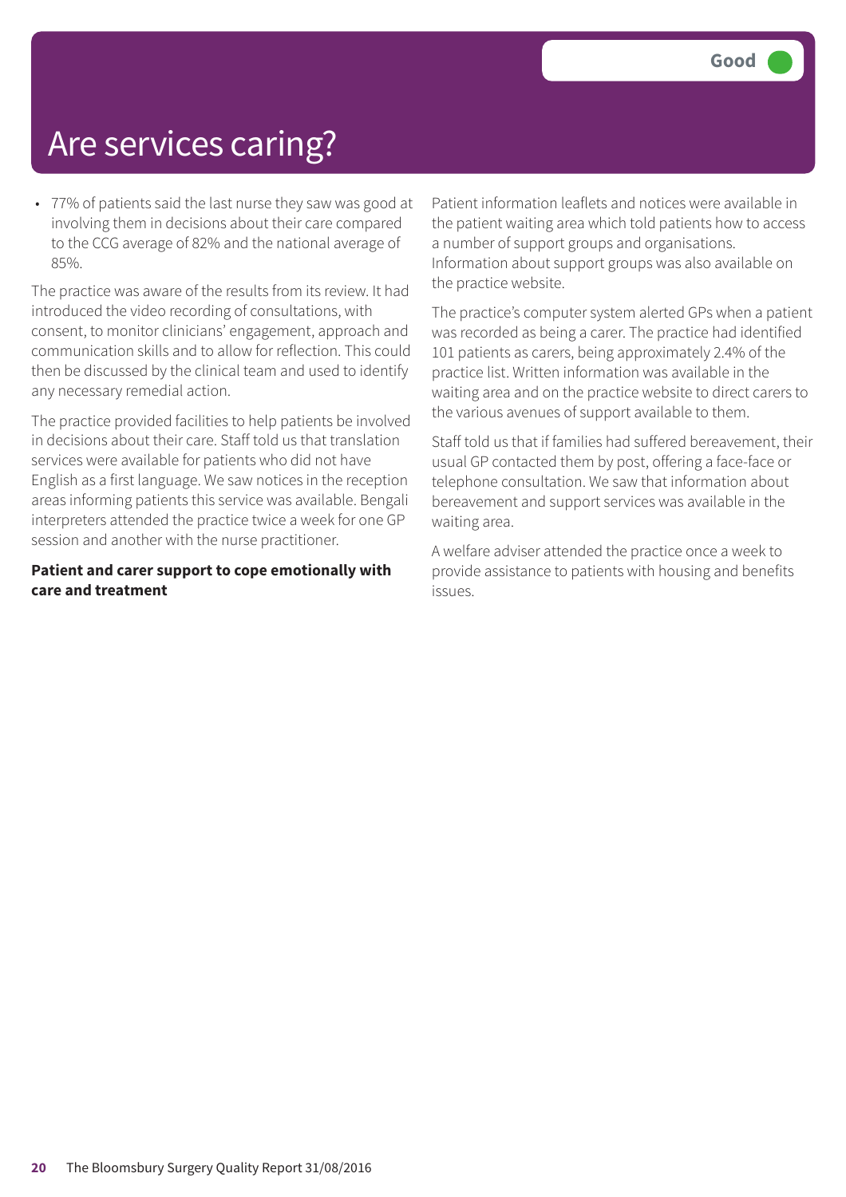# Are services caring?

**Good**

- 77% of patients said the last nurse they saw was good at involving them in decisions about their care compared to the CCG average of 82% and the national average of 85%.

The practice was aware of the results from its review. It had introduced the video recording of consultations, with consent, to monitor clinicians' engagement, approach and communication skills and to allow for reflection. This could then be discussed by the clinical team and used to identify any necessary remedial action.

The practice provided facilities to help patients be involved in decisions about their care. Staff told us that translation services were available for patients who did not have English as a first language. We saw notices in the reception areas informing patients this service was available. Bengali interpreters attended the practice twice a week for one GP session and another with the nurse practitioner.

**Patient and carer support to cope emotionally with care and treatment**

Patient information leaflets and notices were available in the patient waiting area which told patients how to access a number of support groups and organisations. Information about support groups was also available on the practice website.

The practice's computer system alerted GPs when a patient was recorded as being a carer. The practice had identified 101 patients as carers, being approximately 2.4% of the practice list. Written information was available in the waiting area and on the practice website to direct carers to the various avenues of support available to them.

Staff told us that if families had suffered bereavement, their usual GP contacted them by post, offering a face-face or telephone consultation. We saw that information about bereavement and support services was available in the waiting area.

A welfare adviser attended the practice once a week to provide assistance to patients with housing and benefits issues.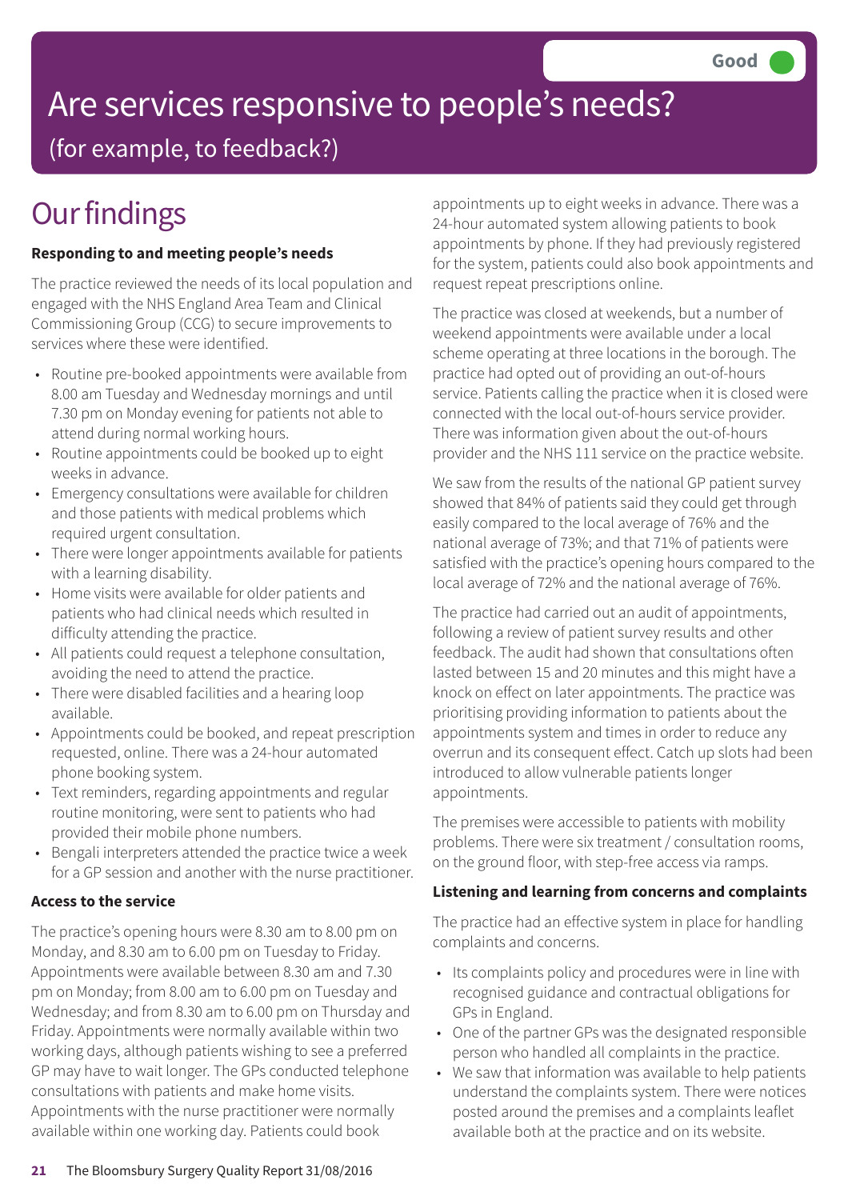Good

# Are services responsive to people's needs?

(for example, to feedback?)

## Our findings

**Responding to and meeting people's needs**

The practice reviewed the needs of its local population and engaged with the NHS England Area Team and Clinical Commissioning Group (CCG) to secure improvements to services where these were identified.

- Routine pre-booked appointments were available from 8.00 am Tuesday and Wednesday mornings and until 7.30 pm on Monday evening for patients not able to attend during normal working hours.
- Routine appointments could be booked up to eight weeks in advance.
- Emergency consultations were available for children and those patients with medical problems which required urgent consultation.
- There were longer appointments available for patients with a learning disability.
- Home visits were available for older patients and patients who had clinical needs which resulted in difficulty attending the practice.
- All patients could request a telephone consultation, avoiding the need to attend the practice.
- There were disabled facilities and a hearing loop available.
- Appointments could be booked, and repeat prescription requested, online. There was a 24-hour automated phone booking system.
- Text reminders, regarding appointments and regular routine monitoring, were sent to patients who had provided their mobile phone numbers.
- Bengali interpreters attended the practice twice a week for a GP session and another with the nurse practitioner.

**Access to the service**

The practice's opening hours were 8.30 am to 8.00 pm on Monday, and 8.30 am to 6.00 pm on Tuesday to Friday. Appointments were available between 8.30 am and 7.30 pm on Monday; from 8.00 am to 6.00 pm on Tuesday and Wednesday; and from 8.30 am to 6.00 pm on Thursday and Friday. Appointments were normally available within two working days, although patients wishing to see a preferred GP may have to wait longer. The GPs conducted telephone consultations with patients and make home visits. Appointments with the nurse practitioner were normally available within one working day. Patients could book appointments up to eight weeks in advance. There was a 24-hour automated system allowing patients to book appointments by phone. If they had previously registered for the system, patients could also book appointments and request repeat prescriptions online.

The practice was closed at weekends, but a number of weekend appointments were available under a local scheme operating at three locations in the borough. The practice had opted out of providing an out-of-hours service. Patients calling the practice when it is closed were connected with the local out-of-hours service provider. There was information given about the out-of-hours provider and the NHS 111 service on the practice website.

We saw from the results of the national GP patient survey showed that 84% of patients said they could get through easily compared to the local average of 76% and the national average of 73%; and that 71% of patients were satisfied with the practice's opening hours compared to the local average of 72% and the national average of 76%.

The practice had carried out an audit of appointments, following a review of patient survey results and other feedback. The audit had shown that consultations often lasted between 15 and 20 minutes and this might have a knock on effect on later appointments. The practice was prioritising providing information to patients about the appointments system and times in order to reduce any overrun and its consequent effect. Catch up slots had been introduced to allow vulnerable patients longer appointments.

The premises were accessible to patients with mobility problems. There were six treatment / consultation rooms, on the ground floor, with step-free access via ramps.

**Listening and learning from concerns and complaints**

The practice had an effective system in place for handling complaints and concerns.

- Its complaints policy and procedures were in line with recognised guidance and contractual obligations for GPs in England.
- One of the partner GPs was the designated responsible person who handled all complaints in the practice.
- We saw that information was available to help patients understand the complaints system. There were notices posted around the premises and a complaints leaflet available both at the practice and on its website.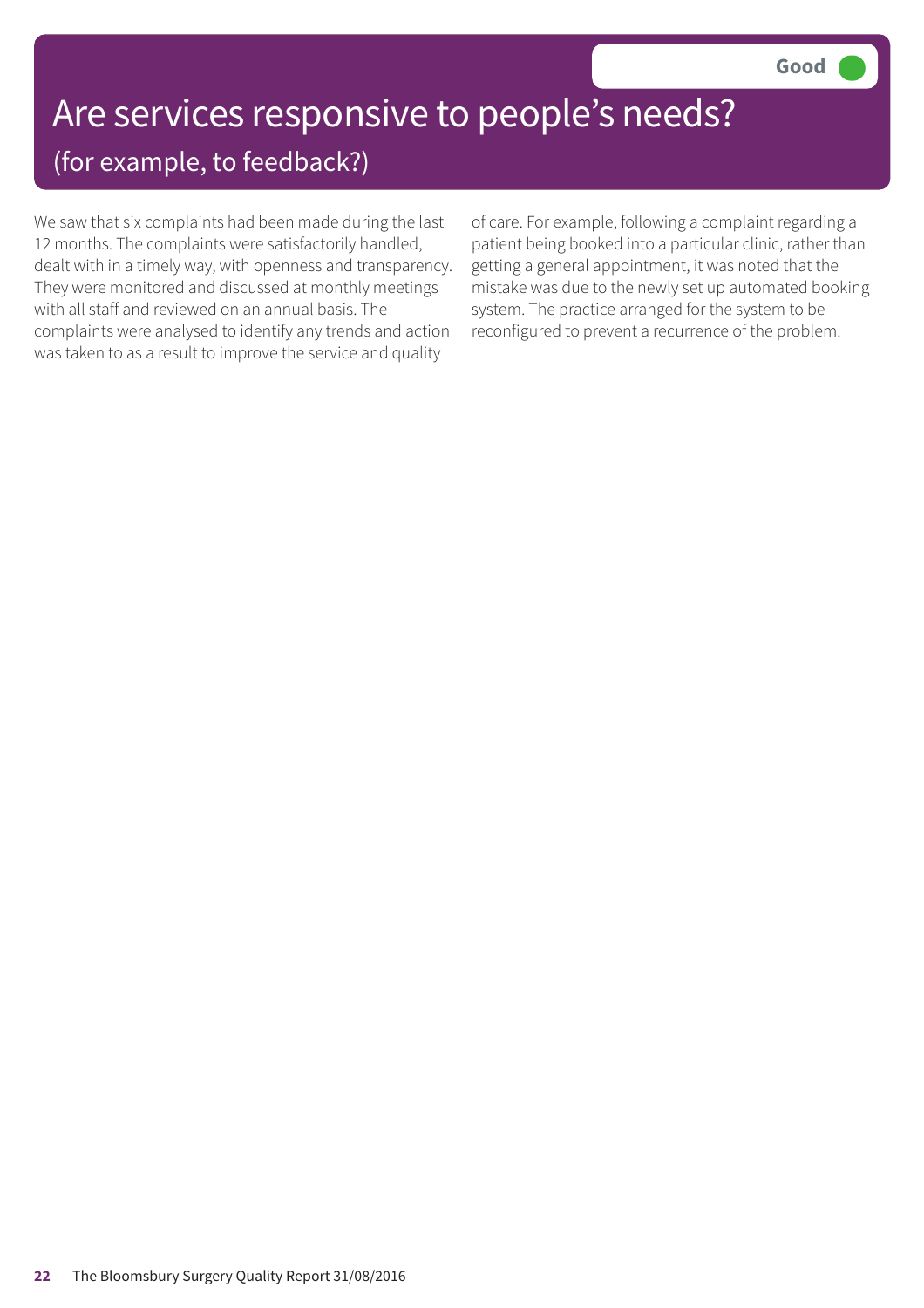# Are services responsive to people's needs?

## (for example, to feedback?)

**Good**

We saw that six complaints had been made during the last 12 months. The complaints were satisfactorily handled, dealt with in a timely way, with openness and transparency. They were monitored and discussed at monthly meetings with all staff and reviewed on an annual basis. The complaints were analysed to identify any trends and action was taken to as a result to improve the service and quality of care. For example, following a complaint regarding a patient being booked into a particular clinic, rather than getting a general appointment, it was noted that the mistake was due to the newly set up automated booking system. The practice arranged for the system to be reconfigured to prevent a recurrence of the problem.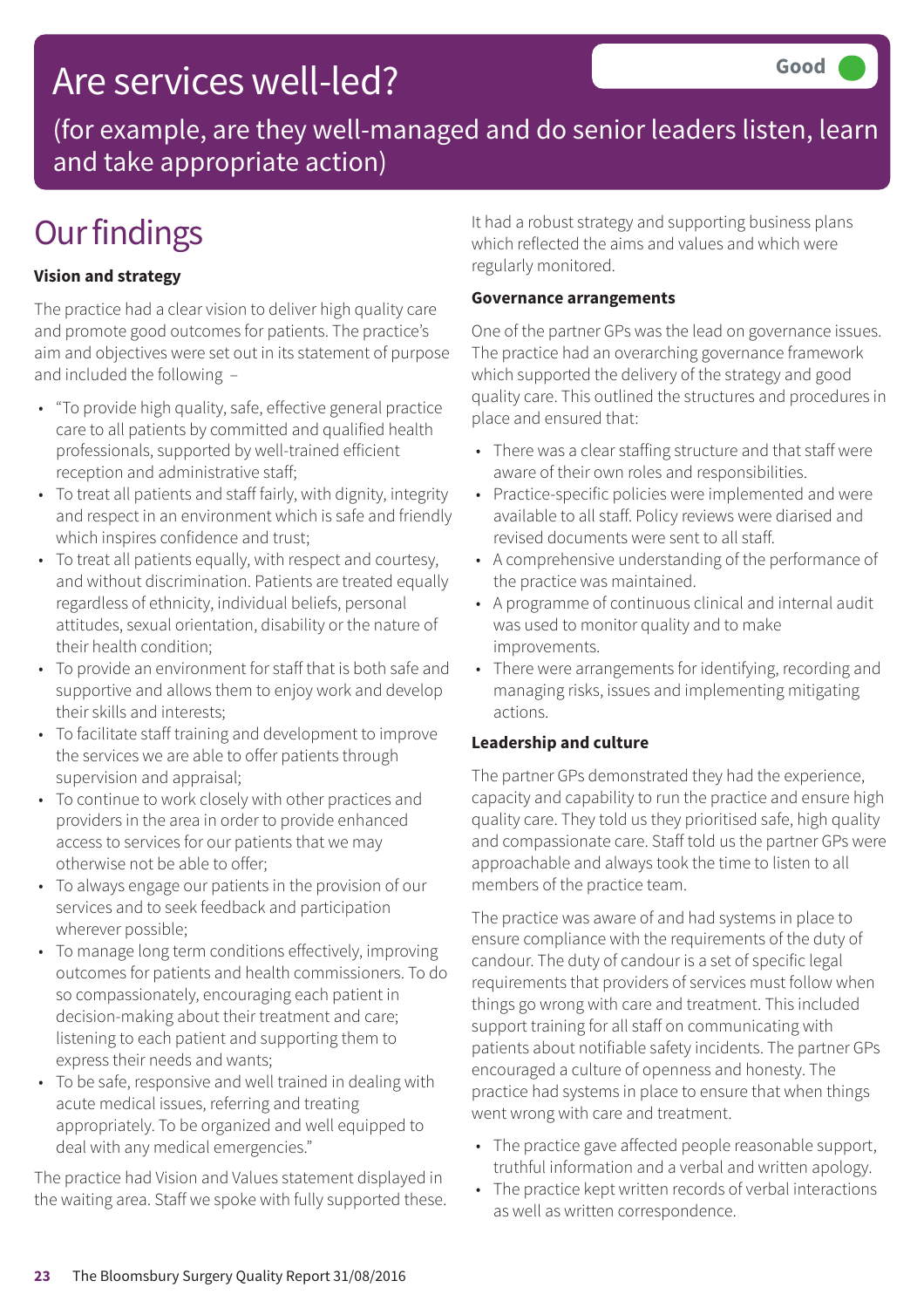# Are services well-led?

**Good**

(for example, are they well-managed and do senior leaders listen, learn and take appropriate action)

## Our findings

### Vision and strategy

The practice had a clear vision to deliver high quality care and promote good outcomes for patients. The practice's aim and objectives were set out in its statement of purpose and included the following –

- "To provide high quality, safe, effective general practice care to all patients by committed and qualified health professionals, supported by well-trained efficient reception and administrative staff;
- To treat all patients and staff fairly, with dignity, integrity and respect in an environment which is safe and friendly which inspires confidence and trust;
- To treat all patients equally, with respect and courtesy, and without discrimination. Patients are treated equally regardless of ethnicity, individual beliefs, personal attitudes, sexual orientation, disability or the nature of their health condition;
- To provide an environment for staff that is both safe and supportive and allows them to enjoy work and develop their skills and interests;
- To facilitate staff training and development to improve the services we are able to offer patients through supervision and appraisal;
- To continue to work closely with other practices and providers in the area in order to provide enhanced access to services for our patients that we may otherwise not be able to offer;
- To always engage our patients in the provision of our services and to seek feedback and participation wherever possible;
- To manage long term conditions effectively, improving outcomes for patients and health commissioners. To do so compassionately, encouraging each patient in decision-making about their treatment and care; listening to each patient and supporting them to express their needs and wants;
- To be safe, responsive and well trained in dealing with acute medical issues, referring and treating appropriately. To be organized and well equipped to deal with any medical emergencies."

The practice had Vision and Values statement displayed in the waiting area. Staff we spoke with fully supported these.

It had a robust strategy and supporting business plans which reflected the aims and values and which were regularly monitored.

### Governance arrangements

One of the partner GPs was the lead on governance issues. The practice had an overarching governance framework which supported the delivery of the strategy and good quality care. This outlined the structures and procedures in place and ensured that:

- There was a clear staffing structure and that staff were aware of their own roles and responsibilities.
- Practice-specific policies were implemented and were available to all staff. Policy reviews were diarised and revised documents were sent to all staff.
- A comprehensive understanding of the performance of the practice was maintained.
- A programme of continuous clinical and internal audit was used to monitor quality and to make improvements.
- There were arrangements for identifying, recording and managing risks, issues and implementing mitigating actions.

### Leadership and culture

The partner GPs demonstrated they had the experience, capacity and capability to run the practice and ensure high quality care. They told us they prioritised safe, high quality and compassionate care. Staff told us the partner GPs were approachable and always took the time to listen to all members of the practice team.

The practice was aware of and had systems in place to ensure compliance with the requirements of the duty of candour. The duty of candour is a set of specific legal requirements that providers of services must follow when things go wrong with care and treatment. This included support training for all staff on communicating with patients about notifiable safety incidents. The partner GPs encouraged a culture of openness and honesty. The practice had systems in place to ensure that when things went wrong with care and treatment.

- The practice gave affected people reasonable support, truthful information and a verbal and written apology.
- The practice kept written records of verbal interactions as well as written correspondence.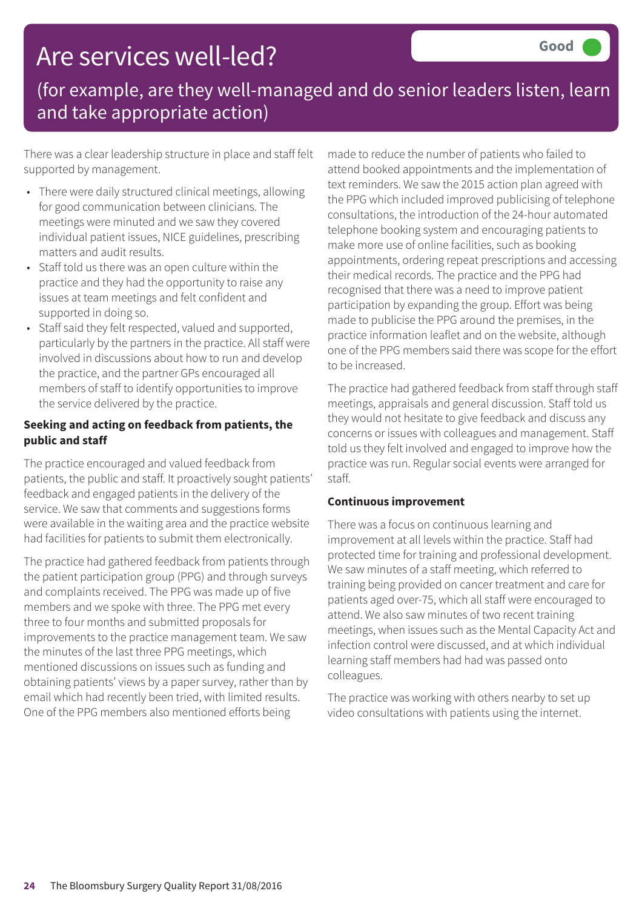# Are services well-led?

Good

## (for example, are they well-managed and do senior leaders listen, learn and take appropriate action)

There was a clear leadership structure in place and staff felt supported by management.

- There were daily structured clinical meetings, allowing for good communication between clinicians. The meetings were minuted and we saw they covered individual patient issues, NICE guidelines, prescribing matters and audit results.
- Staff told us there was an open culture within the practice and they had the opportunity to raise any issues at team meetings and felt confident and supported in doing so.
- Staff said they felt respected, valued and supported, particularly by the partners in the practice. All staff were involved in discussions about how to run and develop the practice, and the partner GPs encouraged all members of staff to identify opportunities to improve the service delivered by the practice.

**Seeking and acting on feedback from patients, the public and staff**

The practice encouraged and valued feedback from patients, the public and staff. It proactively sought patients' feedback and engaged patients in the delivery of the service. We saw that comments and suggestions forms were available in the waiting area and the practice website had facilities for patients to submit them electronically.

The practice had gathered feedback from patients through the patient participation group (PPG) and through surveys and complaints received. The PPG was made up of five members and we spoke with three. The PPG met every three to four months and submitted proposals for improvements to the practice management team. We saw the minutes of the last three PPG meetings, which mentioned discussions on issues such as funding and obtaining patients' views by a paper survey, rather than by email which had recently been tried, with limited results. One of the PPG members also mentioned efforts being made to reduce the number of patients who failed to attend booked appointments and the implementation of text reminders. We saw the 2015 action plan agreed with the PPG which included improved publicising of telephone consultations, the introduction of the 24-hour automated telephone booking system and encouraging patients to make more use of online facilities, such as booking appointments, ordering repeat prescriptions and accessing their medical records. The practice and the PPG had recognised that there was a need to improve patient participation by expanding the group. Effort was being made to publicise the PPG around the premises, in the practice information leaflet and on the website, although one of the PPG members said there was scope for the effort to be increased.

The practice had gathered feedback from staff through staff meetings, appraisals and general discussion. Staff told us they would not hesitate to give feedback and discuss any concerns or issues with colleagues and management. Staff told us they felt involved and engaged to improve how the practice was run. Regular social events were arranged for staff.

**Continuous improvement**

There was a focus on continuous learning and improvement at all levels within the practice. Staff had protected time for training and professional development. We saw minutes of a staff meeting, which referred to training being provided on cancer treatment and care for patients aged over-75, which all staff were encouraged to attend. We also saw minutes of two recent training meetings, when issues such as the Mental Capacity Act and infection control were discussed, and at which individual learning staff members had had was passed onto colleagues.

The practice was working with others nearby to set up video consultations with patients using the internet.